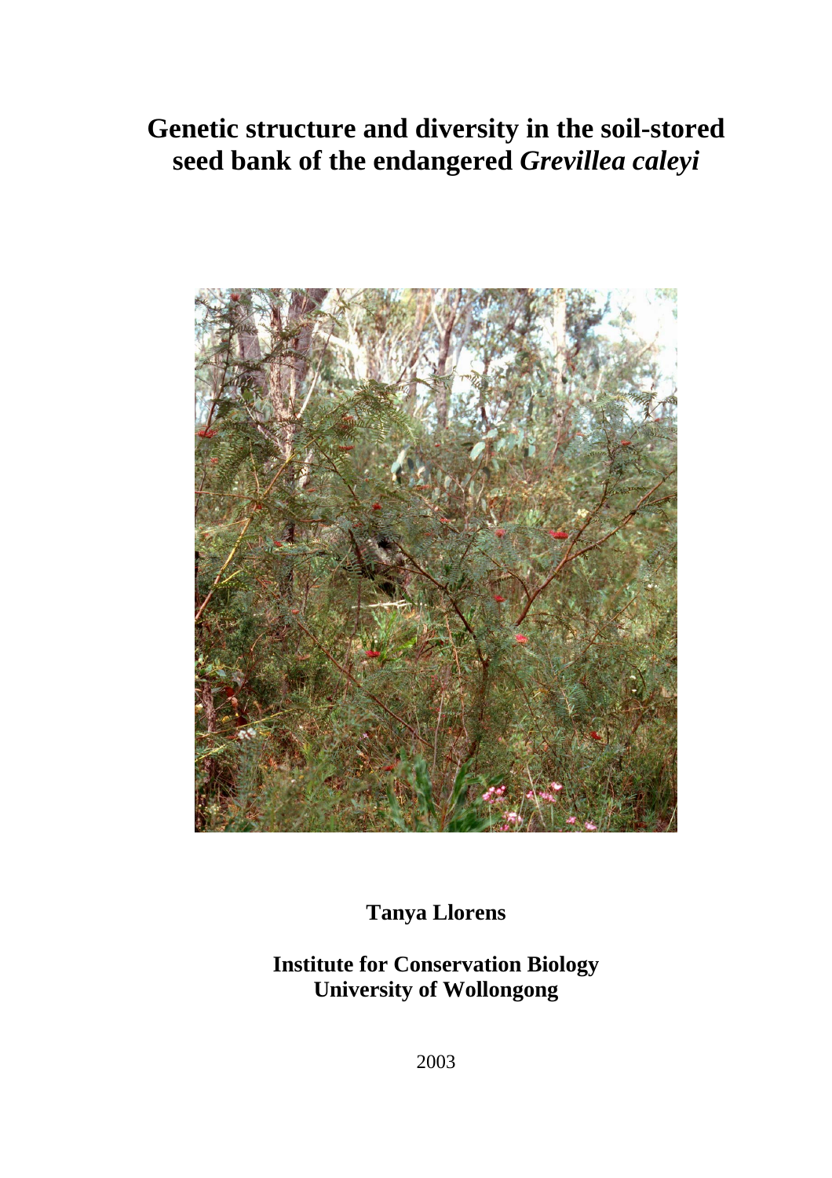# Genetic structure and diversity in the soil-stored seed bank of the endangered *Grevillea caleyi*

**Tanya Llorens**

**Institute for Conservation Biology**
**University of Wollongong**

2003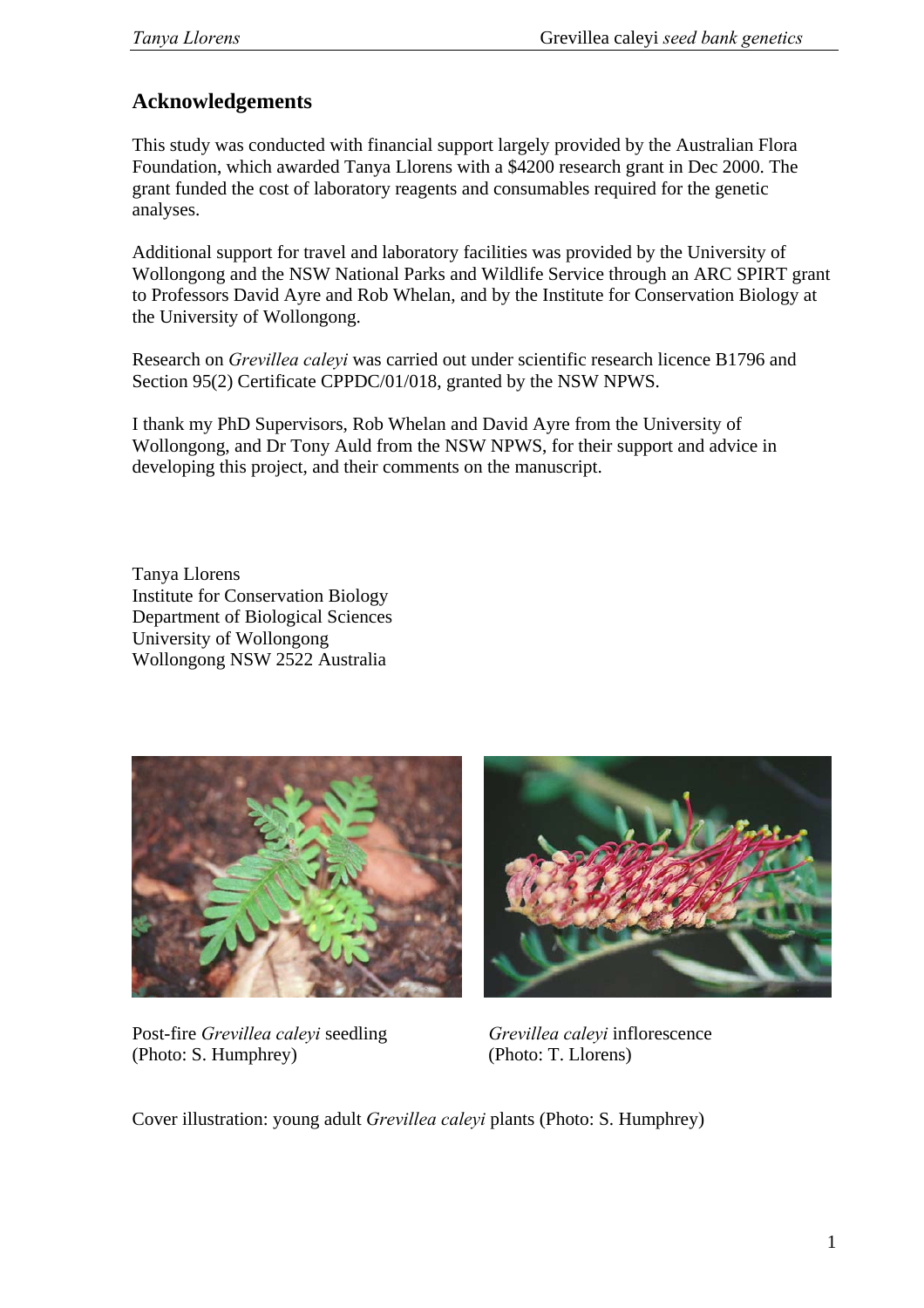## Acknowledgements

This study was conducted with financial support largely provided by the Australian Flora Foundation, which awarded Tanya Llorens with a $4200 research grant in Dec 2000. The grant funded the cost of laboratory reagents and consumables required for the genetic analyses.

Additional support for travel and laboratory facilities was provided by the University of Wollongong and the NSW National Parks and Wildlife Service through an ARC SPIRT grant to Professors David Ayre and Rob Whelan, and by the Institute for Conservation Biology at the University of Wollongong.

Research on *Grevillea caleyi* was carried out under scientific research licence B1796 and Section 95(2) Certificate CPPDC/01/018, granted by the NSW NPWS.

I thank my PhD Supervisors, Rob Whelan and David Ayre from the University of Wollongong, and Dr Tony Auld from the NSW NPWS, for their support and advice in developing this project, and their comments on the manuscript.

Tanya Llorens  
Institute for Conservation Biology  
Department of Biological Sciences  
University of Wollongong  
Wollongong NSW 2522 Australia

Post-fire *Grevillea caleyi* seedling  
(Photo: S. Humphrey)

*Grevillea caleyi* inflorescence  
(Photo: T. Llorens)

Cover illustration: young adult *Grevillea caleyi* plants (Photo: S. Humphrey)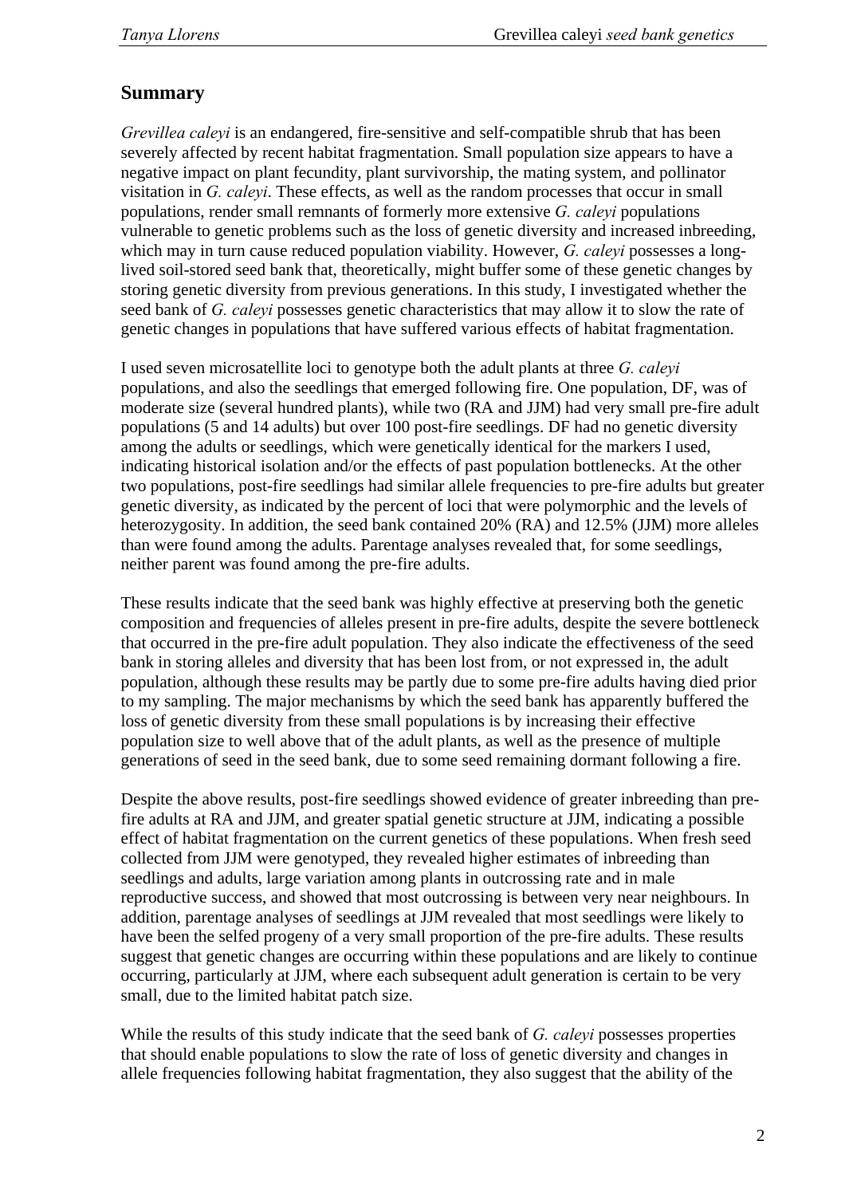## Summary

*Grevillea caleyi* is an endangered, fire-sensitive and self-compatible shrub that has been severely affected by recent habitat fragmentation. Small population size appears to have a negative impact on plant fecundity, plant survivorship, the mating system, and pollinator visitation in *G. caleyi*. These effects, as well as the random processes that occur in small populations, render small remnants of formerly more extensive *G. caleyi* populations vulnerable to genetic problems such as the loss of genetic diversity and increased inbreeding, which may in turn cause reduced population viability. However, *G. caleyi* possesses a long-lived soil-stored seed bank that, theoretically, might buffer some of these genetic changes by storing genetic diversity from previous generations. In this study, I investigated whether the seed bank of *G. caleyi* possesses genetic characteristics that may allow it to slow the rate of genetic changes in populations that have suffered various effects of habitat fragmentation.

I used seven microsatellite loci to genotype both the adult plants at three *G. caleyi* populations, and also the seedlings that emerged following fire. One population, DF, was of moderate size (several hundred plants), while two (RA and JJM) had very small pre-fire adult populations (5 and 14 adults) but over 100 post-fire seedlings. DF had no genetic diversity among the adults or seedlings, which were genetically identical for the markers I used, indicating historical isolation and/or the effects of past population bottlenecks. At the other two populations, post-fire seedlings had similar allele frequencies to pre-fire adults but greater genetic diversity, as indicated by the percent of loci that were polymorphic and the levels of heterozygosity. In addition, the seed bank contained 20% (RA) and 12.5% (JJM) more alleles than were found among the adults. Parentage analyses revealed that, for some seedlings, neither parent was found among the pre-fire adults.

These results indicate that the seed bank was highly effective at preserving both the genetic composition and frequencies of alleles present in pre-fire adults, despite the severe bottleneck that occurred in the pre-fire adult population. They also indicate the effectiveness of the seed bank in storing alleles and diversity that has been lost from, or not expressed in, the adult population, although these results may be partly due to some pre-fire adults having died prior to my sampling. The major mechanisms by which the seed bank has apparently buffered the loss of genetic diversity from these small populations is by increasing their effective population size to well above that of the adult plants, as well as the presence of multiple generations of seed in the seed bank, due to some seed remaining dormant following a fire.

Despite the above results, post-fire seedlings showed evidence of greater inbreeding than pre-fire adults at RA and JJM, and greater spatial genetic structure at JJM, indicating a possible effect of habitat fragmentation on the current genetics of these populations. When fresh seed collected from JJM were genotyped, they revealed higher estimates of inbreeding than seedlings and adults, large variation among plants in outcrossing rate and in male reproductive success, and showed that most outcrossing is between very near neighbours. In addition, parentage analyses of seedlings at JJM revealed that most seedlings were likely to have been the selfed progeny of a very small proportion of the pre-fire adults. These results suggest that genetic changes are occurring within these populations and are likely to continue occurring, particularly at JJM, where each subsequent adult generation is certain to be very small, due to the limited habitat patch size.

While the results of this study indicate that the seed bank of *G. caleyi* possesses properties that should enable populations to slow the rate of loss of genetic diversity and changes in allele frequencies following habitat fragmentation, they also suggest that the ability of the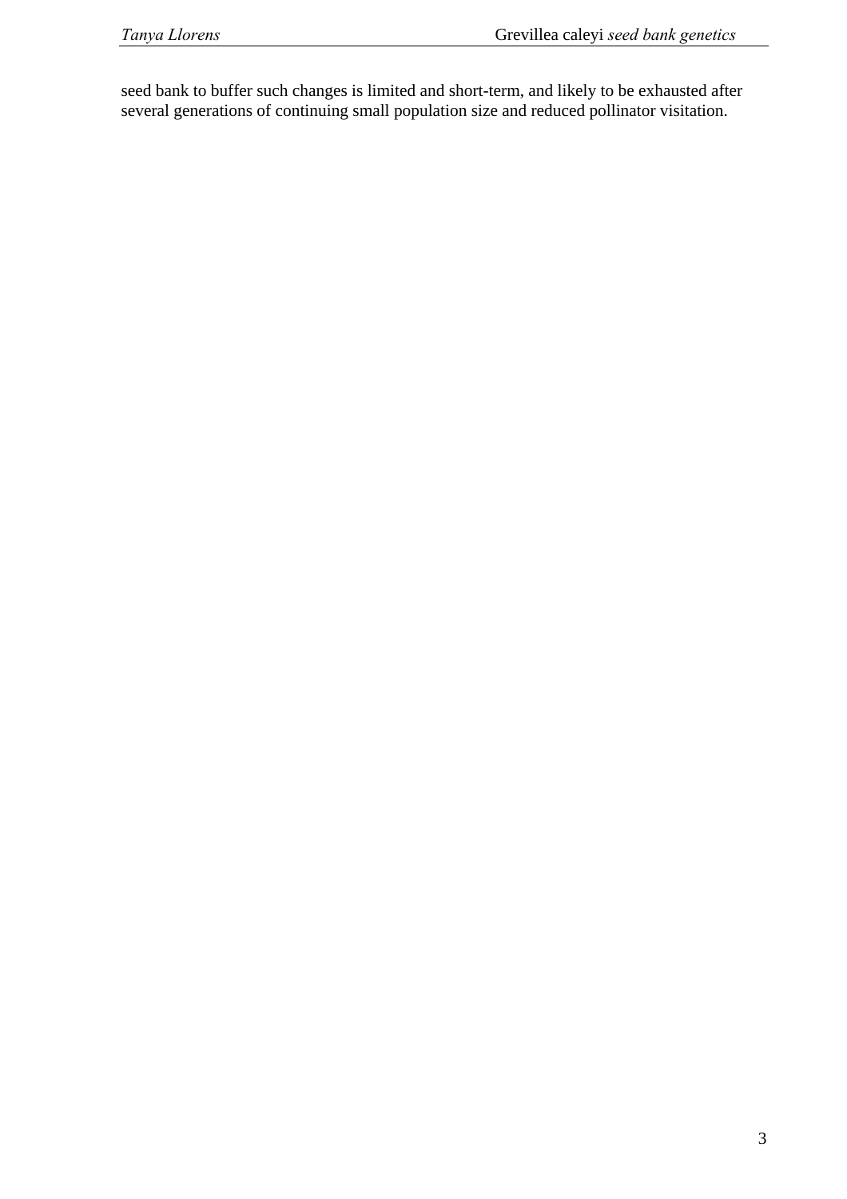seed bank to buffer such changes is limited and short-term, and likely to be exhausted after several generations of continuing small population size and reduced pollinator visitation.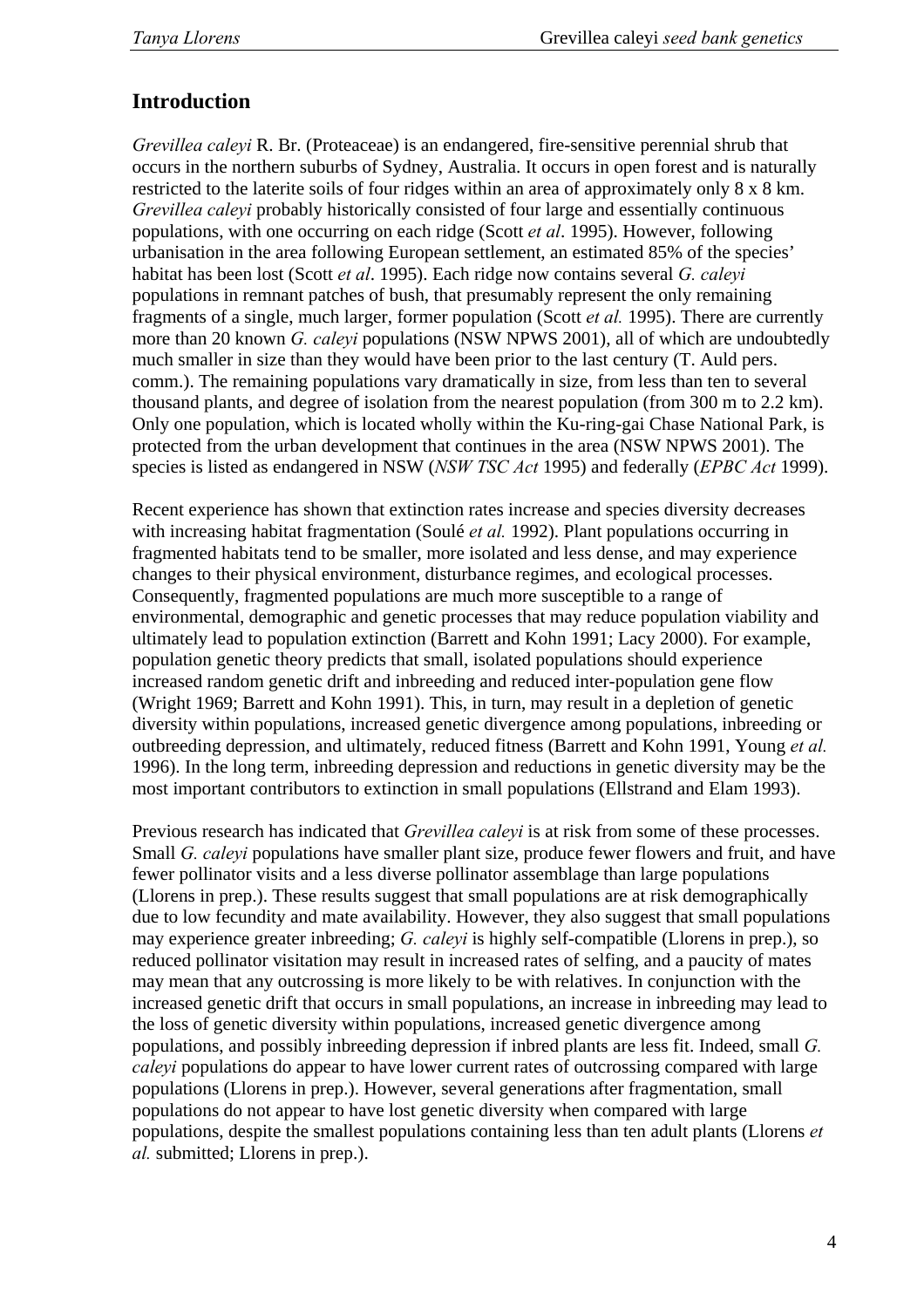## Introduction

*Grevillea caleyi* R. Br. (Proteaceae) is an endangered, fire-sensitive perennial shrub that occurs in the northern suburbs of Sydney, Australia. It occurs in open forest and is naturally restricted to the laterite soils of four ridges within an area of approximately only 8 x 8 km. *Grevillea caleyi* probably historically consisted of four large and essentially continuous populations, with one occurring on each ridge (Scott *et al*. 1995). However, following urbanisation in the area following European settlement, an estimated 85% of the species' habitat has been lost (Scott *et al*. 1995). Each ridge now contains several *G. caleyi* populations in remnant patches of bush, that presumably represent the only remaining fragments of a single, much larger, former population (Scott *et al.* 1995). There are currently more than 20 known *G. caleyi* populations (NSW NPWS 2001), all of which are undoubtedly much smaller in size than they would have been prior to the last century (T. Auld pers. comm.). The remaining populations vary dramatically in size, from less than ten to several thousand plants, and degree of isolation from the nearest population (from 300 m to 2.2 km). Only one population, which is located wholly within the Ku-ring-gai Chase National Park, is protected from the urban development that continues in the area (NSW NPWS 2001). The species is listed as endangered in NSW (*NSW TSC Act* 1995) and federally (*EPBC Act* 1999).

Recent experience has shown that extinction rates increase and species diversity decreases with increasing habitat fragmentation (Soulé *et al.* 1992). Plant populations occurring in fragmented habitats tend to be smaller, more isolated and less dense, and may experience changes to their physical environment, disturbance regimes, and ecological processes. Consequently, fragmented populations are much more susceptible to a range of environmental, demographic and genetic processes that may reduce population viability and ultimately lead to population extinction (Barrett and Kohn 1991; Lacy 2000). For example, population genetic theory predicts that small, isolated populations should experience increased random genetic drift and inbreeding and reduced inter-population gene flow (Wright 1969; Barrett and Kohn 1991). This, in turn, may result in a depletion of genetic diversity within populations, increased genetic divergence among populations, inbreeding or outbreeding depression, and ultimately, reduced fitness (Barrett and Kohn 1991, Young *et al.* 1996). In the long term, inbreeding depression and reductions in genetic diversity may be the most important contributors to extinction in small populations (Ellstrand and Elam 1993).

Previous research has indicated that *Grevillea caleyi* is at risk from some of these processes. Small *G. caleyi* populations have smaller plant size, produce fewer flowers and fruit, and have fewer pollinator visits and a less diverse pollinator assemblage than large populations (Llorens in prep.). These results suggest that small populations are at risk demographically due to low fecundity and mate availability. However, they also suggest that small populations may experience greater inbreeding; *G. caleyi* is highly self-compatible (Llorens in prep.), so reduced pollinator visitation may result in increased rates of selfing, and a paucity of mates may mean that any outcrossing is more likely to be with relatives. In conjunction with the increased genetic drift that occurs in small populations, an increase in inbreeding may lead to the loss of genetic diversity within populations, increased genetic divergence among populations, and possibly inbreeding depression if inbred plants are less fit. Indeed, small *G. caleyi* populations do appear to have lower current rates of outcrossing compared with large populations (Llorens in prep.). However, several generations after fragmentation, small populations do not appear to have lost genetic diversity when compared with large populations, despite the smallest populations containing less than ten adult plants (Llorens *et al.* submitted; Llorens in prep.).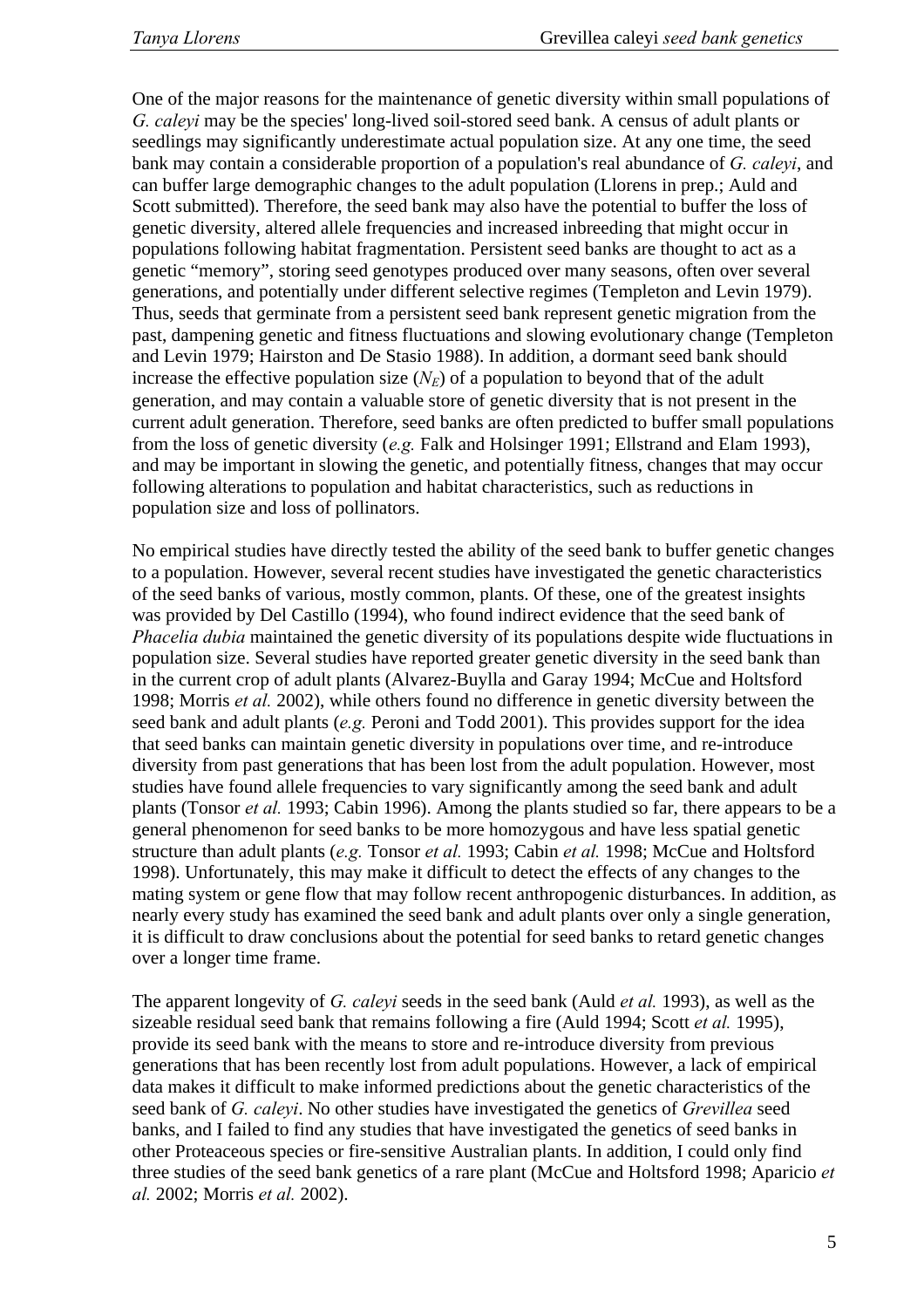One of the major reasons for the maintenance of genetic diversity within small populations of *G. caleyi* may be the species' long-lived soil-stored seed bank. A census of adult plants or seedlings may significantly underestimate actual population size. At any one time, the seed bank may contain a considerable proportion of a population's real abundance of *G. caleyi*, and can buffer large demographic changes to the adult population (Llorens in prep.; Auld and Scott submitted). Therefore, the seed bank may also have the potential to buffer the loss of genetic diversity, altered allele frequencies and increased inbreeding that might occur in populations following habitat fragmentation. Persistent seed banks are thought to act as a genetic "memory", storing seed genotypes produced over many seasons, often over several generations, and potentially under different selective regimes (Templeton and Levin 1979). Thus, seeds that germinate from a persistent seed bank represent genetic migration from the past, dampening genetic and fitness fluctuations and slowing evolutionary change (Templeton and Levin 1979; Hairston and De Stasio 1988). In addition, a dormant seed bank should increase the effective population size ($N_E$) of a population to beyond that of the adult generation, and may contain a valuable store of genetic diversity that is not present in the current adult generation. Therefore, seed banks are often predicted to buffer small populations from the loss of genetic diversity (*e.g.* Falk and Holsinger 1991; Ellstrand and Elam 1993), and may be important in slowing the genetic, and potentially fitness, changes that may occur following alterations to population and habitat characteristics, such as reductions in population size and loss of pollinators.

No empirical studies have directly tested the ability of the seed bank to buffer genetic changes to a population. However, several recent studies have investigated the genetic characteristics of the seed banks of various, mostly common, plants. Of these, one of the greatest insights was provided by Del Castillo (1994), who found indirect evidence that the seed bank of *Phacelia dubia* maintained the genetic diversity of its populations despite wide fluctuations in population size. Several studies have reported greater genetic diversity in the seed bank than in the current crop of adult plants (Alvarez-Buylla and Garay 1994; McCue and Holtsford 1998; Morris *et al.* 2002), while others found no difference in genetic diversity between the seed bank and adult plants (*e.g.* Peroni and Todd 2001). This provides support for the idea that seed banks can maintain genetic diversity in populations over time, and re-introduce diversity from past generations that has been lost from the adult population. However, most studies have found allele frequencies to vary significantly among the seed bank and adult plants (Tonsor *et al.* 1993; Cabin 1996). Among the plants studied so far, there appears to be a general phenomenon for seed banks to be more homozygous and have less spatial genetic structure than adult plants (*e.g.* Tonsor *et al.* 1993; Cabin *et al.* 1998; McCue and Holtsford 1998). Unfortunately, this may make it difficult to detect the effects of any changes to the mating system or gene flow that may follow recent anthropogenic disturbances. In addition, as nearly every study has examined the seed bank and adult plants over only a single generation, it is difficult to draw conclusions about the potential for seed banks to retard genetic changes over a longer time frame.

The apparent longevity of *G. caleyi* seeds in the seed bank (Auld *et al.* 1993), as well as the sizeable residual seed bank that remains following a fire (Auld 1994; Scott *et al.* 1995), provide its seed bank with the means to store and re-introduce diversity from previous generations that has been recently lost from adult populations. However, a lack of empirical data makes it difficult to make informed predictions about the genetic characteristics of the seed bank of *G. caleyi*. No other studies have investigated the genetics of *Grevillea* seed banks, and I failed to find any studies that have investigated the genetics of seed banks in other Proteaceous species or fire-sensitive Australian plants. In addition, I could only find three studies of the seed bank genetics of a rare plant (McCue and Holtsford 1998; Aparicio *et al.* 2002; Morris *et al.* 2002).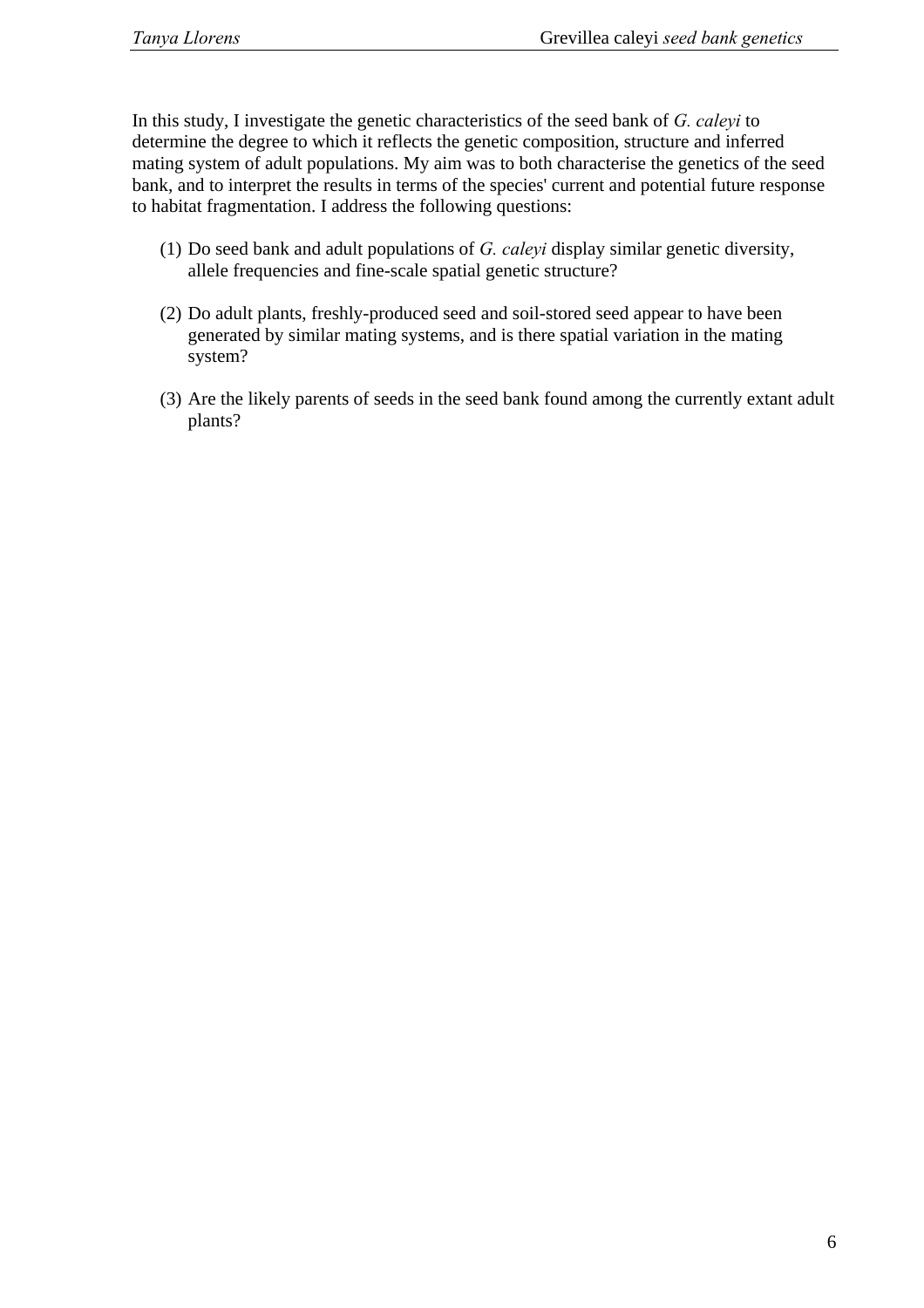In this study, I investigate the genetic characteristics of the seed bank of *G. caleyi* to determine the degree to which it reflects the genetic composition, structure and inferred mating system of adult populations. My aim was to both characterise the genetics of the seed bank, and to interpret the results in terms of the species' current and potential future response to habitat fragmentation. I address the following questions:

(1) Do seed bank and adult populations of *G. caleyi* display similar genetic diversity, allele frequencies and fine-scale spatial genetic structure?

(2) Do adult plants, freshly-produced seed and soil-stored seed appear to have been generated by similar mating systems, and is there spatial variation in the mating system?

(3) Are the likely parents of seeds in the seed bank found among the currently extant adult plants?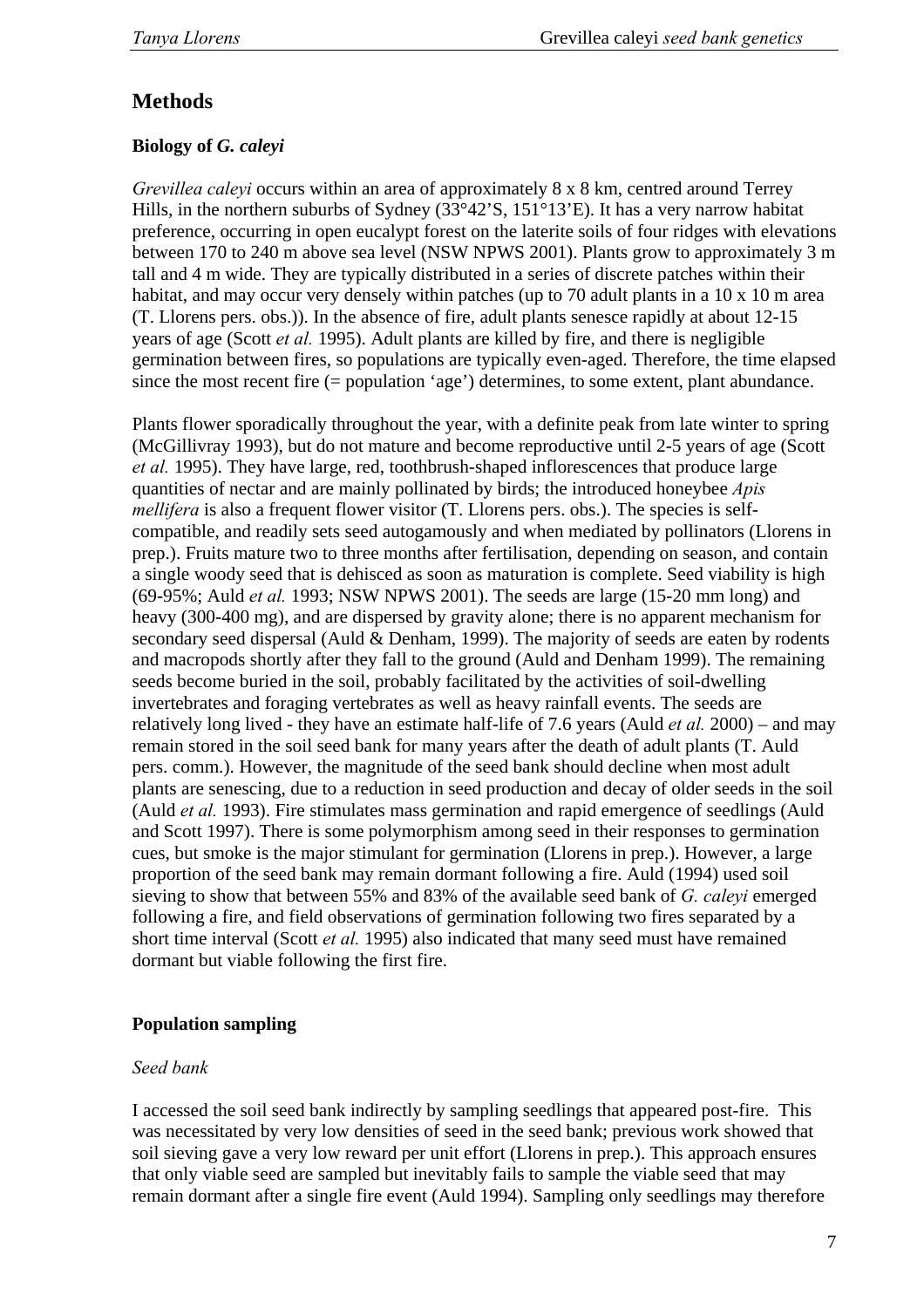## Methods

### Biology of *G. caleyi*

*Grevillea caleyi* occurs within an area of approximately 8 x 8 km, centred around Terrey Hills, in the northern suburbs of Sydney (33°42'S, 151°13'E). It has a very narrow habitat preference, occurring in open eucalypt forest on the laterite soils of four ridges with elevations between 170 to 240 m above sea level (NSW NPWS 2001). Plants grow to approximately 3 m tall and 4 m wide. They are typically distributed in a series of discrete patches within their habitat, and may occur very densely within patches (up to 70 adult plants in a 10 x 10 m area (T. Llorens pers. obs.)). In the absence of fire, adult plants senesce rapidly at about 12-15 years of age (Scott *et al.* 1995). Adult plants are killed by fire, and there is negligible germination between fires, so populations are typically even-aged. Therefore, the time elapsed since the most recent fire (= population 'age') determines, to some extent, plant abundance.

Plants flower sporadically throughout the year, with a definite peak from late winter to spring (McGillivray 1993), but do not mature and become reproductive until 2-5 years of age (Scott *et al.* 1995). They have large, red, toothbrush-shaped inflorescences that produce large quantities of nectar and are mainly pollinated by birds; the introduced honeybee *Apis mellifera* is also a frequent flower visitor (T. Llorens pers. obs.). The species is self-compatible, and readily sets seed autogamously and when mediated by pollinators (Llorens in prep.). Fruits mature two to three months after fertilisation, depending on season, and contain a single woody seed that is dehisced as soon as maturation is complete. Seed viability is high (69-95%; Auld *et al.* 1993; NSW NPWS 2001). The seeds are large (15-20 mm long) and heavy (300-400 mg), and are dispersed by gravity alone; there is no apparent mechanism for secondary seed dispersal (Auld & Denham, 1999). The majority of seeds are eaten by rodents and macropods shortly after they fall to the ground (Auld and Denham 1999). The remaining seeds become buried in the soil, probably facilitated by the activities of soil-dwelling invertebrates and foraging vertebrates as well as heavy rainfall events. The seeds are relatively long lived - they have an estimate half-life of 7.6 years (Auld *et al.* 2000) – and may remain stored in the soil seed bank for many years after the death of adult plants (T. Auld pers. comm.). However, the magnitude of the seed bank should decline when most adult plants are senescing, due to a reduction in seed production and decay of older seeds in the soil (Auld *et al.* 1993). Fire stimulates mass germination and rapid emergence of seedlings (Auld and Scott 1997). There is some polymorphism among seed in their responses to germination cues, but smoke is the major stimulant for germination (Llorens in prep.). However, a large proportion of the seed bank may remain dormant following a fire. Auld (1994) used soil sieving to show that between 55% and 83% of the available seed bank of *G. caleyi* emerged following a fire, and field observations of germination following two fires separated by a short time interval (Scott *et al.* 1995) also indicated that many seed must have remained dormant but viable following the first fire.

### Population sampling

#### *Seed bank*

I accessed the soil seed bank indirectly by sampling seedlings that appeared post-fire. This was necessitated by very low densities of seed in the seed bank; previous work showed that soil sieving gave a very low reward per unit effort (Llorens in prep.). This approach ensures that only viable seed are sampled but inevitably fails to sample the viable seed that may remain dormant after a single fire event (Auld 1994). Sampling only seedlings may therefore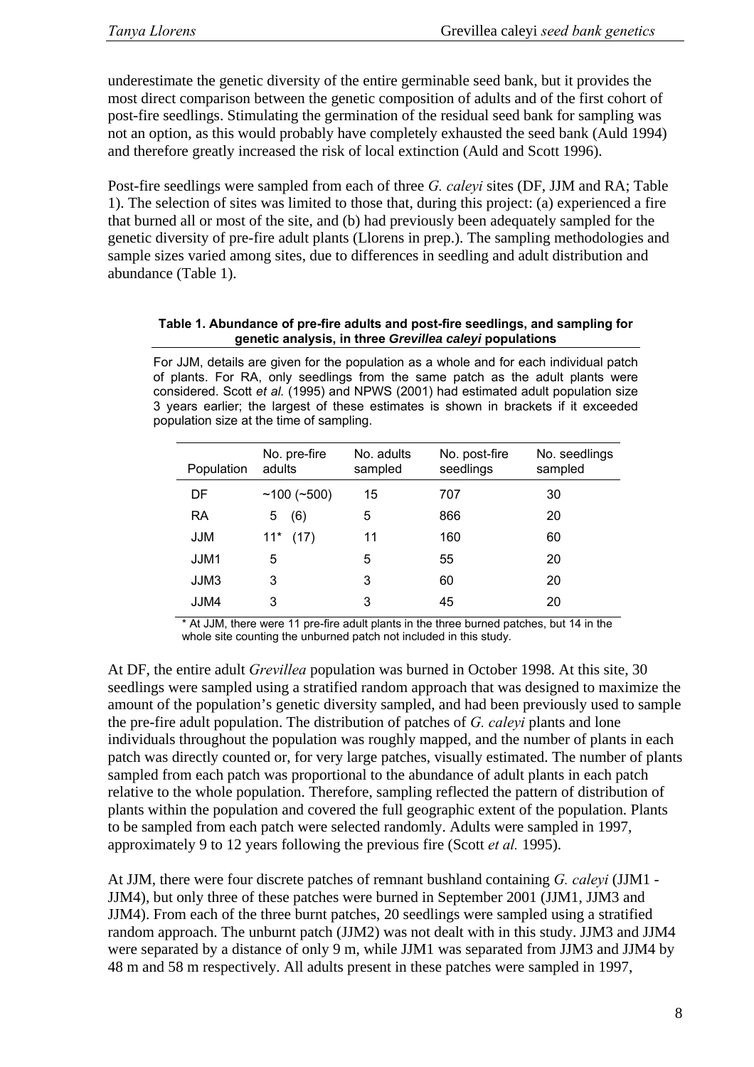underestimate the genetic diversity of the entire germinable seed bank, but it provides the most direct comparison between the genetic composition of adults and of the first cohort of post-fire seedlings. Stimulating the germination of the residual seed bank for sampling was not an option, as this would probably have completely exhausted the seed bank (Auld 1994) and therefore greatly increased the risk of local extinction (Auld and Scott 1996).

Post-fire seedlings were sampled from each of three *G. caleyi* sites (DF, JJM and RA; Table 1). The selection of sites was limited to those that, during this project: (a) experienced a fire that burned all or most of the site, and (b) had previously been adequately sampled for the genetic diversity of pre-fire adult plants (Llorens in prep.). The sampling methodologies and sample sizes varied among sites, due to differences in seedling and adult distribution and abundance (Table 1).

**Table 1. Abundance of pre-fire adults and post-fire seedlings, and sampling for genetic analysis, in three *Grevillea caleyi* populations**

For JJM, details are given for the population as a whole and for each individual patch of plants. For RA, only seedlings from the same patch as the adult plants were considered. Scott *et al.* (1995) and NPWS (2001) had estimated adult population size 3 years earlier; the largest of these estimates is shown in brackets if it exceeded population size at the time of sampling.

| Population | No. pre-fire adults | No. adults sampled | No. post-fire seedlings | No. seedlings sampled |
|---|---|---|---|---|
| DF | ~100 (~500) | 15 | 707 | 30 |
| RA | 5 (6) | 5 | 866 | 20 |
| JJM | 11* (17) | 11 | 160 | 60 |
| JJM1 | 5 | 5 | 55 | 20 |
| JJM3 | 3 | 3 | 60 | 20 |
| JJM4 | 3 | 3 | 45 | 20 |

\* At JJM, there were 11 pre-fire adult plants in the three burned patches, but 14 in the whole site counting the unburned patch not included in this study.

At DF, the entire adult *Grevillea* population was burned in October 1998. At this site, 30 seedlings were sampled using a stratified random approach that was designed to maximize the amount of the population's genetic diversity sampled, and had been previously used to sample the pre-fire adult population. The distribution of patches of *G. caleyi* plants and lone individuals throughout the population was roughly mapped, and the number of plants in each patch was directly counted or, for very large patches, visually estimated. The number of plants sampled from each patch was proportional to the abundance of adult plants in each patch relative to the whole population. Therefore, sampling reflected the pattern of distribution of plants within the population and covered the full geographic extent of the population. Plants to be sampled from each patch were selected randomly. Adults were sampled in 1997, approximately 9 to 12 years following the previous fire (Scott *et al.* 1995).

At JJM, there were four discrete patches of remnant bushland containing *G. caleyi* (JJM1 - JJM4), but only three of these patches were burned in September 2001 (JJM1, JJM3 and JJM4). From each of the three burnt patches, 20 seedlings were sampled using a stratified random approach. The unburnt patch (JJM2) was not dealt with in this study. JJM3 and JJM4 were separated by a distance of only 9 m, while JJM1 was separated from JJM3 and JJM4 by 48 m and 58 m respectively. All adults present in these patches were sampled in 1997,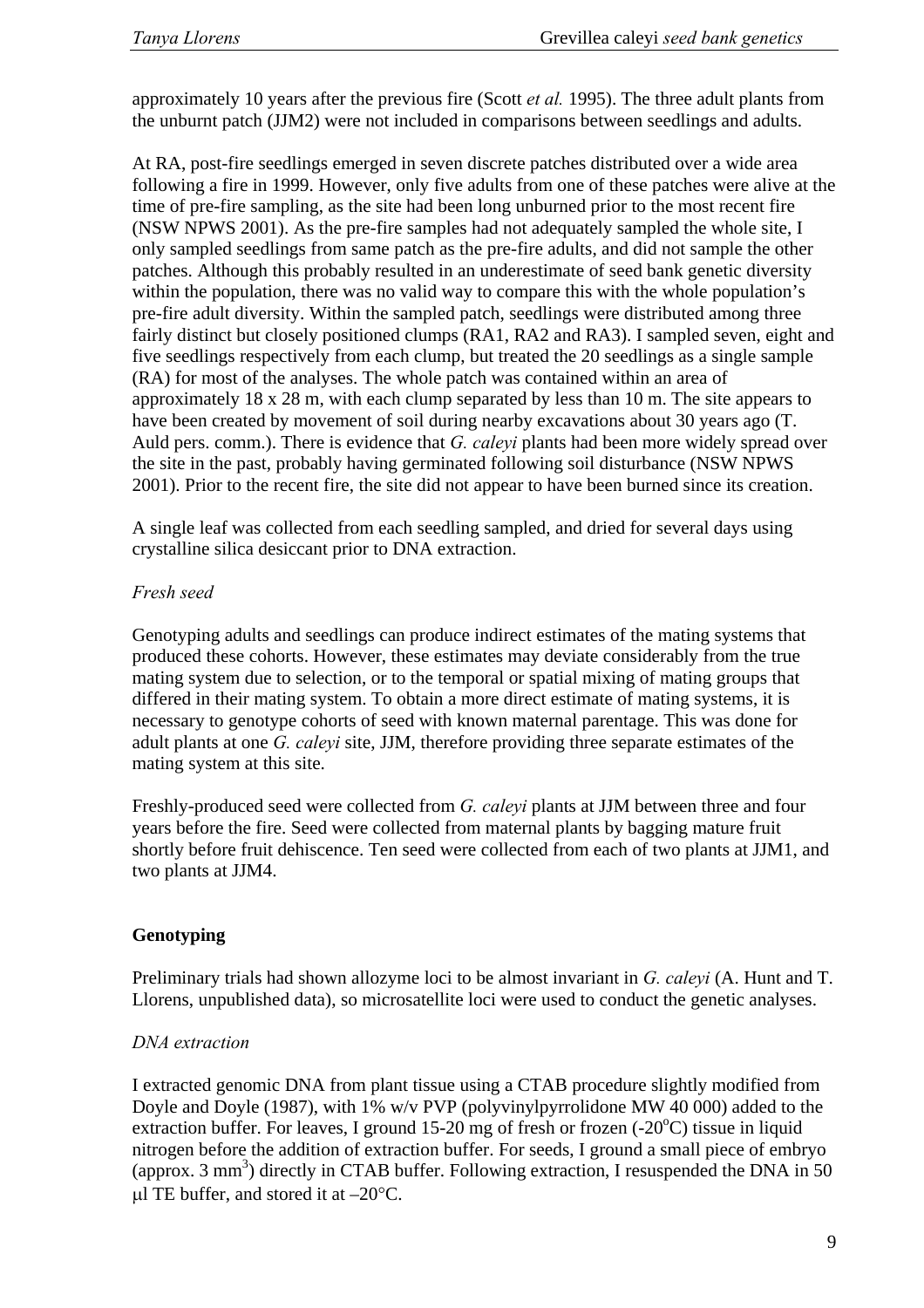approximately 10 years after the previous fire (Scott *et al.* 1995). The three adult plants from the unburnt patch (JJM2) were not included in comparisons between seedlings and adults.

At RA, post-fire seedlings emerged in seven discrete patches distributed over a wide area following a fire in 1999. However, only five adults from one of these patches were alive at the time of pre-fire sampling, as the site had been long unburned prior to the most recent fire (NSW NPWS 2001). As the pre-fire samples had not adequately sampled the whole site, I only sampled seedlings from same patch as the pre-fire adults, and did not sample the other patches. Although this probably resulted in an underestimate of seed bank genetic diversity within the population, there was no valid way to compare this with the whole population's pre-fire adult diversity. Within the sampled patch, seedlings were distributed among three fairly distinct but closely positioned clumps (RA1, RA2 and RA3). I sampled seven, eight and five seedlings respectively from each clump, but treated the 20 seedlings as a single sample (RA) for most of the analyses. The whole patch was contained within an area of approximately 18 x 28 m, with each clump separated by less than 10 m. The site appears to have been created by movement of soil during nearby excavations about 30 years ago (T. Auld pers. comm.). There is evidence that *G. caleyi* plants had been more widely spread over the site in the past, probably having germinated following soil disturbance (NSW NPWS 2001). Prior to the recent fire, the site did not appear to have been burned since its creation.

A single leaf was collected from each seedling sampled, and dried for several days using crystalline silica desiccant prior to DNA extraction.

*Fresh seed*

Genotyping adults and seedlings can produce indirect estimates of the mating systems that produced these cohorts. However, these estimates may deviate considerably from the true mating system due to selection, or to the temporal or spatial mixing of mating groups that differed in their mating system. To obtain a more direct estimate of mating systems, it is necessary to genotype cohorts of seed with known maternal parentage. This was done for adult plants at one *G. caleyi* site, JJM, therefore providing three separate estimates of the mating system at this site.

Freshly-produced seed were collected from *G. caleyi* plants at JJM between three and four years before the fire. Seed were collected from maternal plants by bagging mature fruit shortly before fruit dehiscence. Ten seed were collected from each of two plants at JJM1, and two plants at JJM4.

**Genotyping**

Preliminary trials had shown allozyme loci to be almost invariant in *G. caleyi* (A. Hunt and T. Llorens, unpublished data), so microsatellite loci were used to conduct the genetic analyses.

*DNA extraction*

I extracted genomic DNA from plant tissue using a CTAB procedure slightly modified from Doyle and Doyle (1987), with 1% w/v PVP (polyvinylpyrrolidone MW 40 000) added to the extraction buffer. For leaves, I ground 15-20 mg of fresh or frozen (-20°C) tissue in liquid nitrogen before the addition of extraction buffer. For seeds, I ground a small piece of embryo (approx. 3 $mm^3$) directly in CTAB buffer. Following extraction, I resuspended the DNA in 50 μl TE buffer, and stored it at –20°C.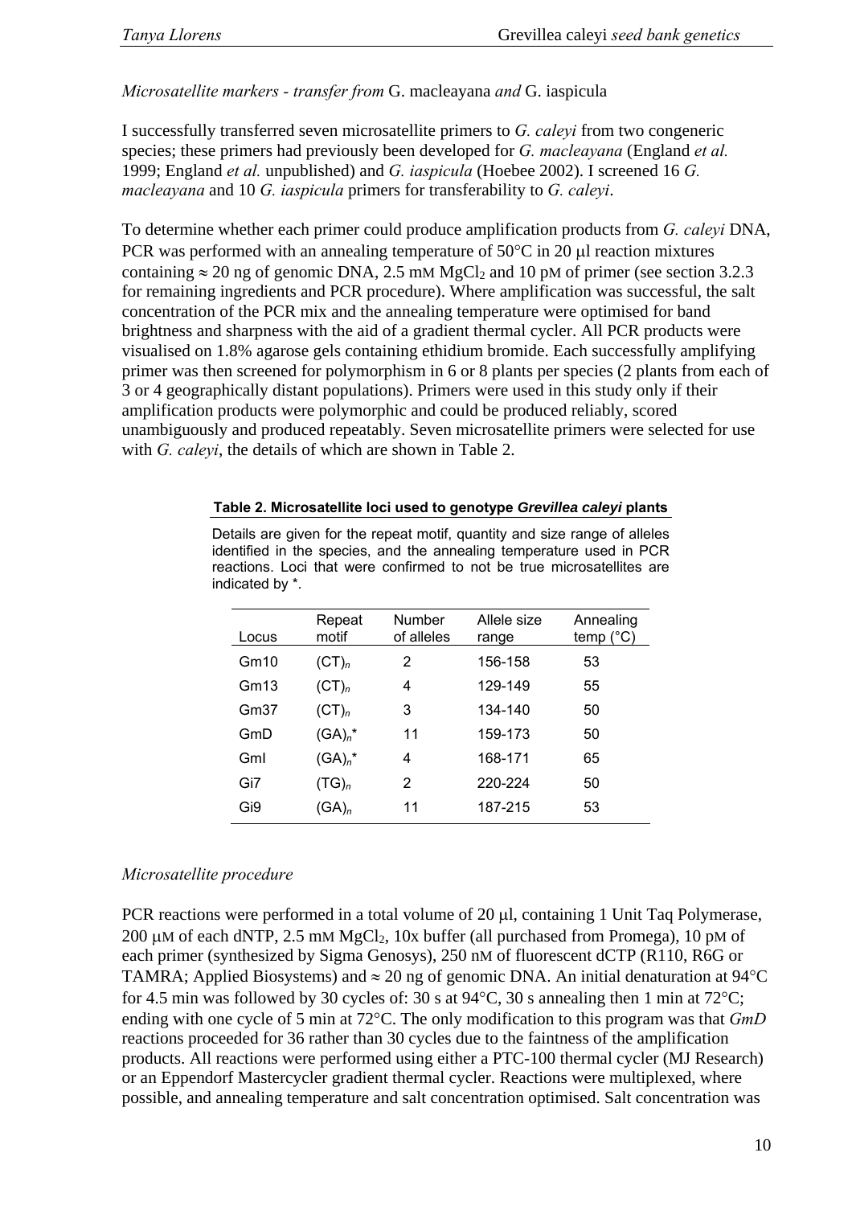*Microsatellite markers - transfer from* G. macleayana *and* G. iaspicula

I successfully transferred seven microsatellite primers to *G. caleyi* from two congeneric species; these primers had previously been developed for *G. macleayana* (England *et al.* 1999; England *et al.* unpublished) and *G. iaspicula* (Hoebee 2002). I screened 16 *G. macleayana* and 10 *G. iaspicula* primers for transferability to *G. caleyi*.

To determine whether each primer could produce amplification products from *G. caleyi* DNA, PCR was performed with an annealing temperature of 50°C in 20 μl reaction mixtures containing ≈ 20 ng of genomic DNA, 2.5 mM $MgCl_2$ and 10 pM of primer (see section 3.2.3 for remaining ingredients and PCR procedure). Where amplification was successful, the salt concentration of the PCR mix and the annealing temperature were optimised for band brightness and sharpness with the aid of a gradient thermal cycler. All PCR products were visualised on 1.8% agarose gels containing ethidium bromide. Each successfully amplifying primer was then screened for polymorphism in 6 or 8 plants per species (2 plants from each of 3 or 4 geographically distant populations). Primers were used in this study only if their amplification products were polymorphic and could be produced reliably, scored unambiguously and produced repeatably. Seven microsatellite primers were selected for use with *G. caleyi*, the details of which are shown in Table 2.

**Table 2. Microsatellite loci used to genotype *Grevillea caleyi* plants**

Details are given for the repeat motif, quantity and size range of alleles identified in the species, and the annealing temperature used in PCR reactions. Loci that were confirmed to not be true microsatellites are indicated by *.

| Locus | Repeat motif | Number of alleles | Allele size range | Annealing temp (°C) |
|---|---|---|---|---|
| Gm10 | $(CT)_n$ | 2 | 156-158 | 53 |
| Gm13 | $(CT)_n$ | 4 | 129-149 | 55 |
| Gm37 | $(CT)_n$ | 3 | 134-140 | 50 |
| GmD | $(GA)_n$* | 11 | 159-173 | 50 |
| GmI | $(GA)_n$* | 4 | 168-171 | 65 |
| Gi7 | $(TG)_n$ | 2 | 220-224 | 50 |
| Gi9 | $(GA)_n$ | 11 | 187-215 | 53 |

*Microsatellite procedure*

PCR reactions were performed in a total volume of 20 μl, containing 1 Unit Taq Polymerase, 200 μM of each dNTP, 2.5 mM $MgCl_2$, 10x buffer (all purchased from Promega), 10 pM of each primer (synthesized by Sigma Genosys), 250 nM of fluorescent dCTP (R110, R6G or TAMRA; Applied Biosystems) and ≈ 20 ng of genomic DNA. An initial denaturation at 94°C for 4.5 min was followed by 30 cycles of: 30 s at 94°C, 30 s annealing then 1 min at 72°C; ending with one cycle of 5 min at 72°C. The only modification to this program was that *GmD* reactions proceeded for 36 rather than 30 cycles due to the faintness of the amplification products. All reactions were performed using either a PTC-100 thermal cycler (MJ Research) or an Eppendorf Mastercycler gradient thermal cycler. Reactions were multiplexed, where possible, and annealing temperature and salt concentration optimised. Salt concentration was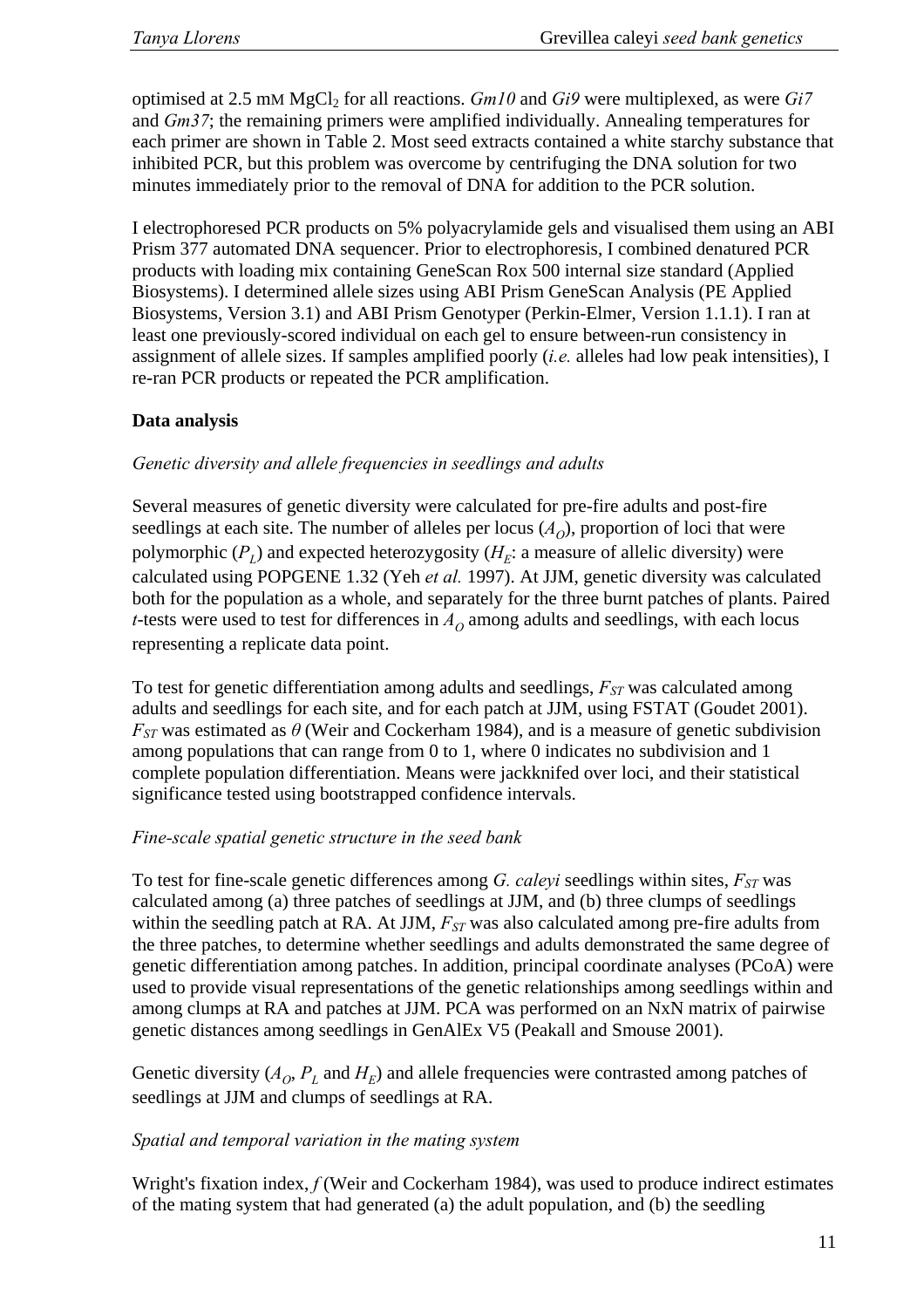optimised at 2.5 mM $MgCl_2$ for all reactions. *Gm10* and *Gi9* were multiplexed, as were *Gi7* and *Gm37*; the remaining primers were amplified individually. Annealing temperatures for each primer are shown in Table 2. Most seed extracts contained a white starchy substance that inhibited PCR, but this problem was overcome by centrifuging the DNA solution for two minutes immediately prior to the removal of DNA for addition to the PCR solution.

I electrophoresed PCR products on 5% polyacrylamide gels and visualised them using an ABI Prism 377 automated DNA sequencer. Prior to electrophoresis, I combined denatured PCR products with loading mix containing GeneScan Rox 500 internal size standard (Applied Biosystems). I determined allele sizes using ABI Prism GeneScan Analysis (PE Applied Biosystems, Version 3.1) and ABI Prism Genotyper (Perkin-Elmer, Version 1.1.1). I ran at least one previously-scored individual on each gel to ensure between-run consistency in assignment of allele sizes. If samples amplified poorly (*i.e.* alleles had low peak intensities), I re-ran PCR products or repeated the PCR amplification.

**Data analysis**

*Genetic diversity and allele frequencies in seedlings and adults*

Several measures of genetic diversity were calculated for pre-fire adults and post-fire seedlings at each site. The number of alleles per locus ($A_O$), proportion of loci that were polymorphic ($P_L$) and expected heterozygosity ($H_E$: a measure of allelic diversity) were calculated using POPGENE 1.32 (Yeh *et al.* 1997). At JJM, genetic diversity was calculated both for the population as a whole, and separately for the three burnt patches of plants. Paired *t*-tests were used to test for differences in $A_O$ among adults and seedlings, with each locus representing a replicate data point.

To test for genetic differentiation among adults and seedlings, $F_{ST}$ was calculated among adults and seedlings for each site, and for each patch at JJM, using FSTAT (Goudet 2001). $F_{ST}$ was estimated as $\theta$ (Weir and Cockerham 1984), and is a measure of genetic subdivision among populations that can range from 0 to 1, where 0 indicates no subdivision and 1 complete population differentiation. Means were jackknifed over loci, and their statistical significance tested using bootstrapped confidence intervals.

*Fine-scale spatial genetic structure in the seed bank*

To test for fine-scale genetic differences among *G. caleyi* seedlings within sites, $F_{ST}$ was calculated among (a) three patches of seedlings at JJM, and (b) three clumps of seedlings within the seedling patch at RA. At JJM, $F_{ST}$ was also calculated among pre-fire adults from the three patches, to determine whether seedlings and adults demonstrated the same degree of genetic differentiation among patches. In addition, principal coordinate analyses (PCoA) were used to provide visual representations of the genetic relationships among seedlings within and among clumps at RA and patches at JJM. PCA was performed on an NxN matrix of pairwise genetic distances among seedlings in GenAlEx V5 (Peakall and Smouse 2001).

Genetic diversity ($A_O$, $P_L$ and $H_E$) and allele frequencies were contrasted among patches of seedlings at JJM and clumps of seedlings at RA.

*Spatial and temporal variation in the mating system*

Wright's fixation index, *f* (Weir and Cockerham 1984), was used to produce indirect estimates of the mating system that had generated (a) the adult population, and (b) the seedling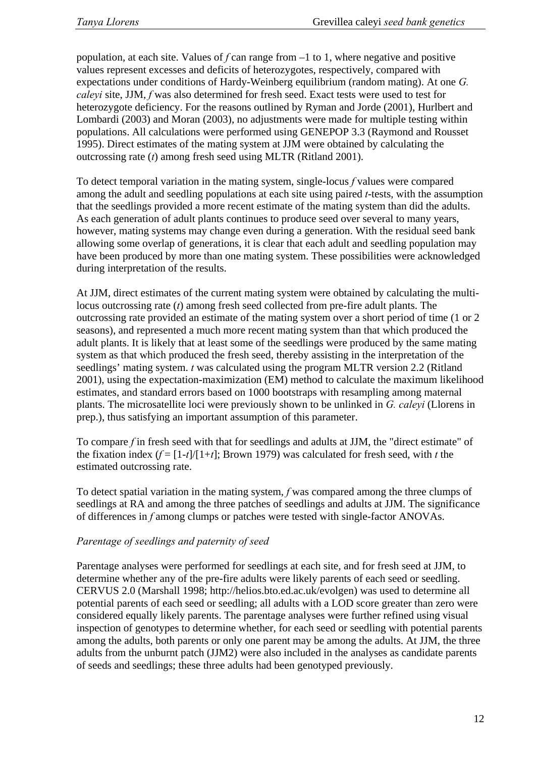population, at each site. Values of $f$ can range from –1 to 1, where negative and positive values represent excesses and deficits of heterozygotes, respectively, compared with expectations under conditions of Hardy-Weinberg equilibrium (random mating). At one *G. caleyi* site, JJM, $f$ was also determined for fresh seed. Exact tests were used to test for heterozygote deficiency. For the reasons outlined by Ryman and Jorde (2001), Hurlbert and Lombardi (2003) and Moran (2003), no adjustments were made for multiple testing within populations. All calculations were performed using GENEPOP 3.3 (Raymond and Rousset 1995). Direct estimates of the mating system at JJM were obtained by calculating the outcrossing rate ($t$) among fresh seed using MLTR (Ritland 2001).

To detect temporal variation in the mating system, single-locus $f$ values were compared among the adult and seedling populations at each site using paired $t$-tests, with the assumption that the seedlings provided a more recent estimate of the mating system than did the adults. As each generation of adult plants continues to produce seed over several to many years, however, mating systems may change even during a generation. With the residual seed bank allowing some overlap of generations, it is clear that each adult and seedling population may have been produced by more than one mating system. These possibilities were acknowledged during interpretation of the results.

At JJM, direct estimates of the current mating system were obtained by calculating the multi-locus outcrossing rate ($t$) among fresh seed collected from pre-fire adult plants. The outcrossing rate provided an estimate of the mating system over a short period of time (1 or 2 seasons), and represented a much more recent mating system than that which produced the adult plants. It is likely that at least some of the seedlings were produced by the same mating system as that which produced the fresh seed, thereby assisting in the interpretation of the seedlings' mating system. $t$ was calculated using the program MLTR version 2.2 (Ritland 2001), using the expectation-maximization (EM) method to calculate the maximum likelihood estimates, and standard errors based on 1000 bootstraps with resampling among maternal plants. The microsatellite loci were previously shown to be unlinked in *G. caleyi* (Llorens in prep.), thus satisfying an important assumption of this parameter.

To compare $f$ in fresh seed with that for seedlings and adults at JJM, the "direct estimate" of the fixation index ($f = [1-t]/[1+t]$; Brown 1979) was calculated for fresh seed, with $t$ the estimated outcrossing rate.

To detect spatial variation in the mating system, $f$ was compared among the three clumps of seedlings at RA and among the three patches of seedlings and adults at JJM. The significance of differences in $f$ among clumps or patches were tested with single-factor ANOVAs.

*Parentage of seedlings and paternity of seed*

Parentage analyses were performed for seedlings at each site, and for fresh seed at JJM, to determine whether any of the pre-fire adults were likely parents of each seed or seedling. CERVUS 2.0 (Marshall 1998; http://helios.bto.ed.ac.uk/evolgen) was used to determine all potential parents of each seed or seedling; all adults with a LOD score greater than zero were considered equally likely parents. The parentage analyses were further refined using visual inspection of genotypes to determine whether, for each seed or seedling with potential parents among the adults, both parents or only one parent may be among the adults. At JJM, the three adults from the unburnt patch (JJM2) were also included in the analyses as candidate parents of seeds and seedlings; these three adults had been genotyped previously.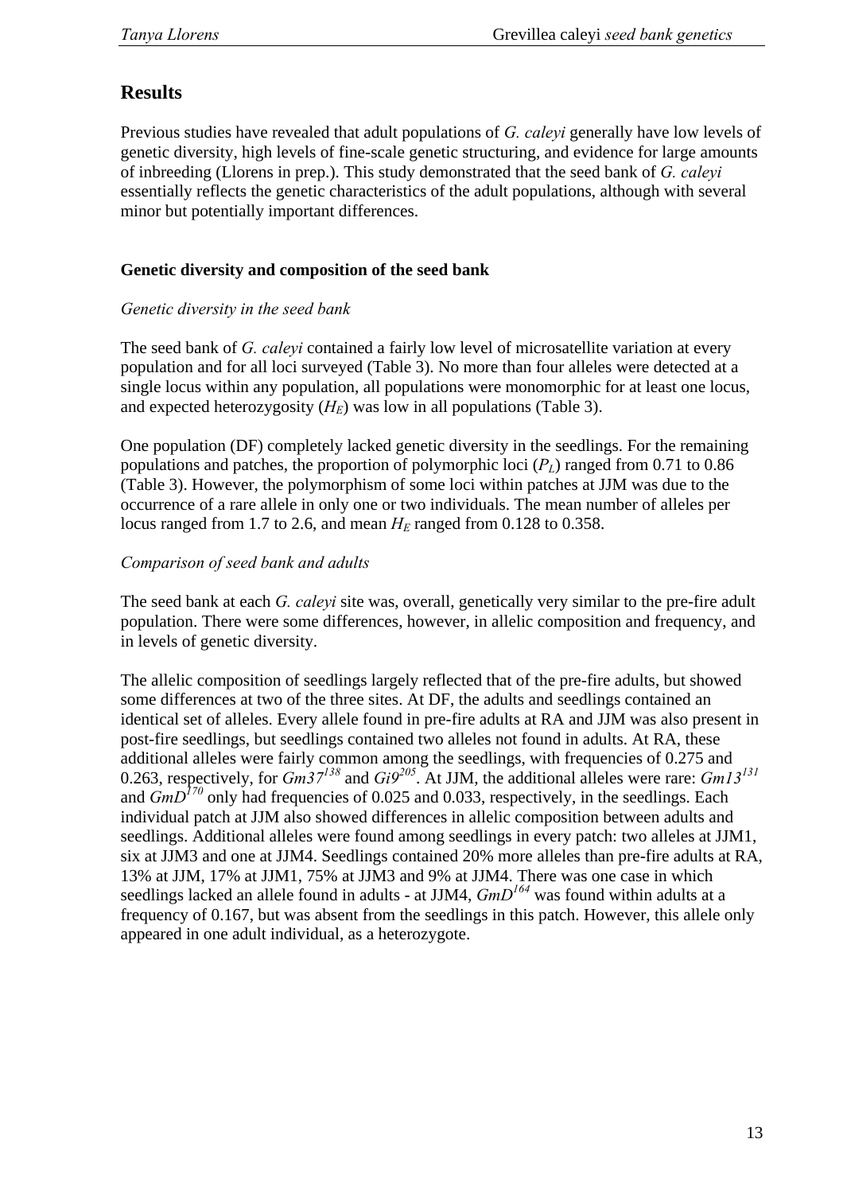## Results

Previous studies have revealed that adult populations of *G. caleyi* generally have low levels of genetic diversity, high levels of fine-scale genetic structuring, and evidence for large amounts of inbreeding (Llorens in prep.). This study demonstrated that the seed bank of *G. caleyi* essentially reflects the genetic characteristics of the adult populations, although with several minor but potentially important differences.

### Genetic diversity and composition of the seed bank

*Genetic diversity in the seed bank*

The seed bank of *G. caleyi* contained a fairly low level of microsatellite variation at every population and for all loci surveyed (Table 3). No more than four alleles were detected at a single locus within any population, all populations were monomorphic for at least one locus, and expected heterozygosity ($H_E$) was low in all populations (Table 3).

One population (DF) completely lacked genetic diversity in the seedlings. For the remaining populations and patches, the proportion of polymorphic loci ($P_L$) ranged from 0.71 to 0.86 (Table 3). However, the polymorphism of some loci within patches at JJM was due to the occurrence of a rare allele in only one or two individuals. The mean number of alleles per locus ranged from 1.7 to 2.6, and mean $H_E$ ranged from 0.128 to 0.358.

*Comparison of seed bank and adults*

The seed bank at each *G. caleyi* site was, overall, genetically very similar to the pre-fire adult population. There were some differences, however, in allelic composition and frequency, and in levels of genetic diversity.

The allelic composition of seedlings largely reflected that of the pre-fire adults, but showed some differences at two of the three sites. At DF, the adults and seedlings contained an identical set of alleles. Every allele found in pre-fire adults at RA and JJM was also present in post-fire seedlings, but seedlings contained two alleles not found in adults. At RA, these additional alleles were fairly common among the seedlings, with frequencies of 0.275 and 0.263, respectively, for $Gm37^{138}$ and $Gi9^{205}$. At JJM, the additional alleles were rare: $Gm13^{131}$ and $GmD^{170}$ only had frequencies of 0.025 and 0.033, respectively, in the seedlings. Each individual patch at JJM also showed differences in allelic composition between adults and seedlings. Additional alleles were found among seedlings in every patch: two alleles at JJM1, six at JJM3 and one at JJM4. Seedlings contained 20% more alleles than pre-fire adults at RA, 13% at JJM, 17% at JJM1, 75% at JJM3 and 9% at JJM4. There was one case in which seedlings lacked an allele found in adults - at JJM4, $GmD^{164}$ was found within adults at a frequency of 0.167, but was absent from the seedlings in this patch. However, this allele only appeared in one adult individual, as a heterozygote.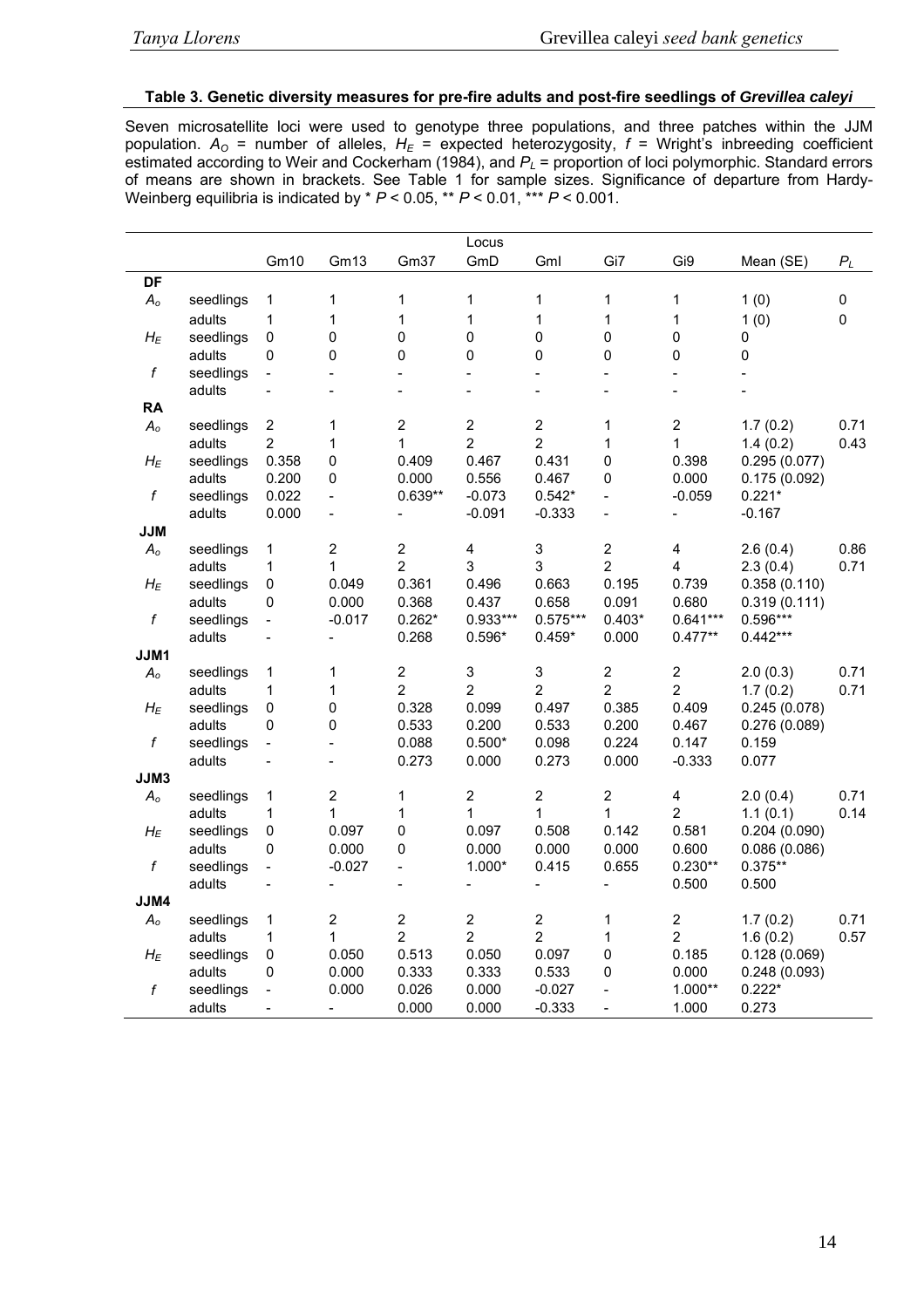**Table 3. Genetic diversity measures for pre-fire adults and post-fire seedlings of *Grevillea caleyi***

Seven microsatellite loci were used to genotype three populations, and three patches within the JJM population. $A_O$ = number of alleles, $H_E$ = expected heterozygosity, $f$ = Wright's inbreeding coefficient estimated according to Weir and Cockerham (1984), and $P_L$ = proportion of loci polymorphic. Standard errors of means are shown in brackets. See Table 1 for sample sizes. Significance of departure from Hardy-Weinberg equilibria is indicated by * $P$ < 0.05, ** $P$ < 0.01, *** $P$ < 0.001.

| | | Locus | | | | | | | | |
|---|---|---|---|---|---|---|---|---|---|---|
| | | Gm10 | Gm13 | Gm37 | GmD | GmI | Gi7 | Gi9 | Mean (SE) | $P_L$ |
| **DF** | | | | | | | | | | |
| $A_o$ | seedlings | 1 | 1 | 1 | 1 | 1 | 1 | 1 | 1 (0) | 0 |
| | adults | 1 | 1 | 1 | 1 | 1 | 1 | 1 | 1 (0) | 0 |
| $H_E$ | seedlings | 0 | 0 | 0 | 0 | 0 | 0 | 0 | 0 | |
| | adults | 0 | 0 | 0 | 0 | 0 | 0 | 0 | 0 | |
| $f$ | seedlings | - | - | - | - | - | - | - | - | |
| | adults | - | - | - | - | - | - | - | - | |
| **RA** | | | | | | | | | | |
| $A_o$ | seedlings | 2 | 1 | 2 | 2 | 2 | 1 | 2 | 1.7 (0.2) | 0.71 |
| | adults | 2 | 1 | 1 | 2 | 2 | 1 | 1 | 1.4 (0.2) | 0.43 |
| $H_E$ | seedlings | 0.358 | 0 | 0.409 | 0.467 | 0.431 | 0 | 0.398 | 0.295 (0.077) | |
| | adults | 0.200 | 0 | 0.000 | 0.556 | 0.467 | 0 | 0.000 | 0.175 (0.092) | |
| $f$ | seedlings | 0.022 | - | 0.639** | -0.073 | 0.542* | - | -0.059 | 0.221* | |
| | adults | 0.000 | - | - | -0.091 | -0.333 | - | - | -0.167 | |
| **JJM** | | | | | | | | | | |
| $A_o$ | seedlings | 1 | 2 | 2 | 4 | 3 | 2 | 4 | 2.6 (0.4) | 0.86 |
| | adults | 1 | 1 | 2 | 3 | 3 | 2 | 4 | 2.3 (0.4) | 0.71 |
| $H_E$ | seedlings | 0 | 0.049 | 0.361 | 0.496 | 0.663 | 0.195 | 0.739 | 0.358 (0.110) | |
| | adults | 0 | 0.000 | 0.368 | 0.437 | 0.658 | 0.091 | 0.680 | 0.319 (0.111) | |
| $f$ | seedlings | - | -0.017 | 0.262* | 0.933*** | 0.575*** | 0.403* | 0.641*** | 0.596*** | |
| | adults | - | - | 0.268 | 0.596* | 0.459* | 0.000 | 0.477** | 0.442*** | |
| **JJM1** | | | | | | | | | | |
| $A_o$ | seedlings | 1 | 1 | 2 | 3 | 3 | 2 | 2 | 2.0 (0.3) | 0.71 |
| | adults | 1 | 1 | 2 | 2 | 2 | 2 | 2 | 1.7 (0.2) | 0.71 |
| $H_E$ | seedlings | 0 | 0 | 0.328 | 0.099 | 0.497 | 0.385 | 0.409 | 0.245 (0.078) | |
| | adults | 0 | 0 | 0.533 | 0.200 | 0.533 | 0.200 | 0.467 | 0.276 (0.089) | |
| $f$ | seedlings | - | - | 0.088 | 0.500* | 0.098 | 0.224 | 0.147 | 0.159 | |
| | adults | - | - | 0.273 | 0.000 | 0.273 | 0.000 | -0.333 | 0.077 | |
| **JJM3** | | | | | | | | | | |
| $A_o$ | seedlings | 1 | 2 | 1 | 2 | 2 | 2 | 4 | 2.0 (0.4) | 0.71 |
| | adults | 1 | 1 | 1 | 1 | 1 | 1 | 2 | 1.1 (0.1) | 0.14 |
| $H_E$ | seedlings | 0 | 0.097 | 0 | 0.097 | 0.508 | 0.142 | 0.581 | 0.204 (0.090) | |
| | adults | 0 | 0.000 | 0 | 0.000 | 0.000 | 0.000 | 0.600 | 0.086 (0.086) | |
| $f$ | seedlings | - | -0.027 | - | 1.000* | 0.415 | 0.655 | 0.230** | 0.375** | |
| | adults | - | - | - | - | - | - | 0.500 | 0.500 | |
| **JJM4** | | | | | | | | | | |
| $A_o$ | seedlings | 1 | 2 | 2 | 2 | 2 | 1 | 2 | 1.7 (0.2) | 0.71 |
| | adults | 1 | 1 | 2 | 2 | 2 | 1 | 2 | 1.6 (0.2) | 0.57 |
| $H_E$ | seedlings | 0 | 0.050 | 0.513 | 0.050 | 0.097 | 0 | 0.185 | 0.128 (0.069) | |
| | adults | 0 | 0.000 | 0.333 | 0.333 | 0.533 | 0 | 0.000 | 0.248 (0.093) | |
| $f$ | seedlings | - | 0.000 | 0.026 | 0.000 | -0.027 | - | 1.000** | 0.222* | |
| | adults | - | - | 0.000 | 0.000 | -0.333 | - | 1.000 | 0.273 | |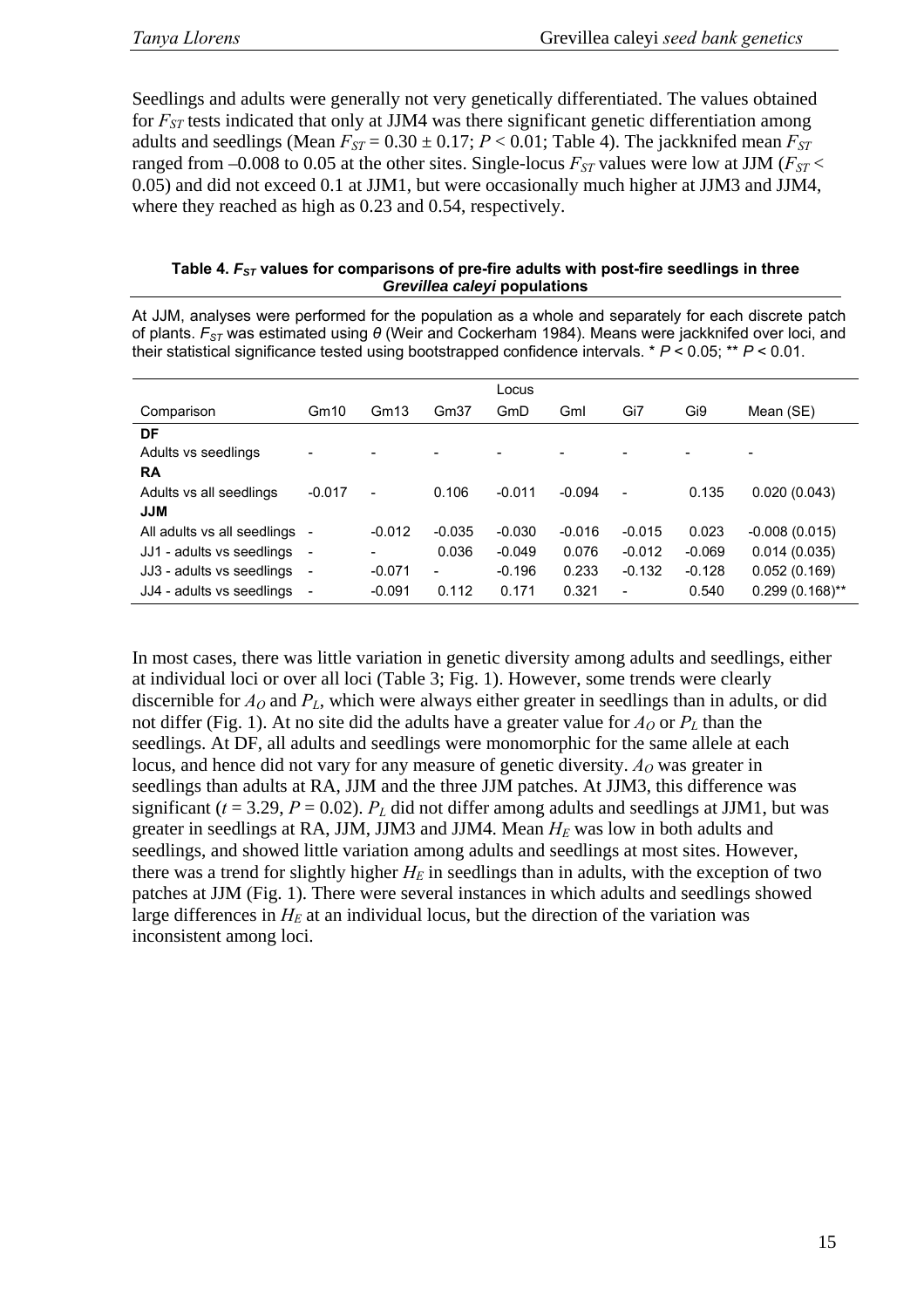Seedlings and adults were generally not very genetically differentiated. The values obtained for $F_{ST}$ tests indicated that only at JJM4 was there significant genetic differentiation among adults and seedlings (Mean $F_{ST} = 0.30 \pm 0.17$; $P < 0.01$; Table 4). The jackknifed mean $F_{ST}$ ranged from –0.008 to 0.05 at the other sites. Single-locus $F_{ST}$ values were low at JJM ($F_{ST} <$ 0.05) and did not exceed 0.1 at JJM1, but were occasionally much higher at JJM3 and JJM4, where they reached as high as 0.23 and 0.54, respectively.

**Table 4. $F_{ST}$ values for comparisons of pre-fire adults with post-fire seedlings in three *Grevillea caleyi* populations**

At JJM, analyses were performed for the population as a whole and separately for each discrete patch of plants. $F_{ST}$ was estimated using $\theta$ (Weir and Cockerham 1984). Means were jackknifed over loci, and their statistical significance tested using bootstrapped confidence intervals. * $P < 0.05$; ** $P < 0.01$.

| | Locus | | | | | | | |
|---|---|---|---|---|---|---|---|---|
| Comparison | Gm10 | Gm13 | Gm37 | GmD | GmI | Gi7 | Gi9 | Mean (SE) |
| **DF** | | | | | | | | |
| Adults vs seedlings | - | - | - | - | - | - | - | - |
| **RA** | | | | | | | | |
| Adults vs all seedlings | -0.017 | - | 0.106 | -0.011 | -0.094 | - | 0.135 | 0.020 (0.043) |
| **JJM** | | | | | | | | |
| All adults vs all seedlings | - | -0.012 | -0.035 | -0.030 | -0.016 | -0.015 | 0.023 | -0.008 (0.015) |
| JJ1 - adults vs seedlings | - | - | 0.036 | -0.049 | 0.076 | -0.012 | -0.069 | 0.014 (0.035) |
| JJ3 - adults vs seedlings | - | -0.071 | - | -0.196 | 0.233 | -0.132 | -0.128 | 0.052 (0.169) |
| JJ4 - adults vs seedlings | - | -0.091 | 0.112 | 0.171 | 0.321 | - | 0.540 | 0.299 (0.168)** |

In most cases, there was little variation in genetic diversity among adults and seedlings, either at individual loci or over all loci (Table 3; Fig. 1). However, some trends were clearly discernible for $A_O$ and $P_L$, which were always either greater in seedlings than in adults, or did not differ (Fig. 1). At no site did the adults have a greater value for $A_O$ or $P_L$ than the seedlings. At DF, all adults and seedlings were monomorphic for the same allele at each locus, and hence did not vary for any measure of genetic diversity. $A_O$ was greater in seedlings than adults at RA, JJM and the three JJM patches. At JJM3, this difference was significant ($t = 3.29$, $P = 0.02$). $P_L$ did not differ among adults and seedlings at JJM1, but was greater in seedlings at RA, JJM, JJM3 and JJM4. Mean $H_E$ was low in both adults and seedlings, and showed little variation among adults and seedlings at most sites. However, there was a trend for slightly higher $H_E$ in seedlings than in adults, with the exception of two patches at JJM (Fig. 1). There were several instances in which adults and seedlings showed large differences in $H_E$ at an individual locus, but the direction of the variation was inconsistent among loci.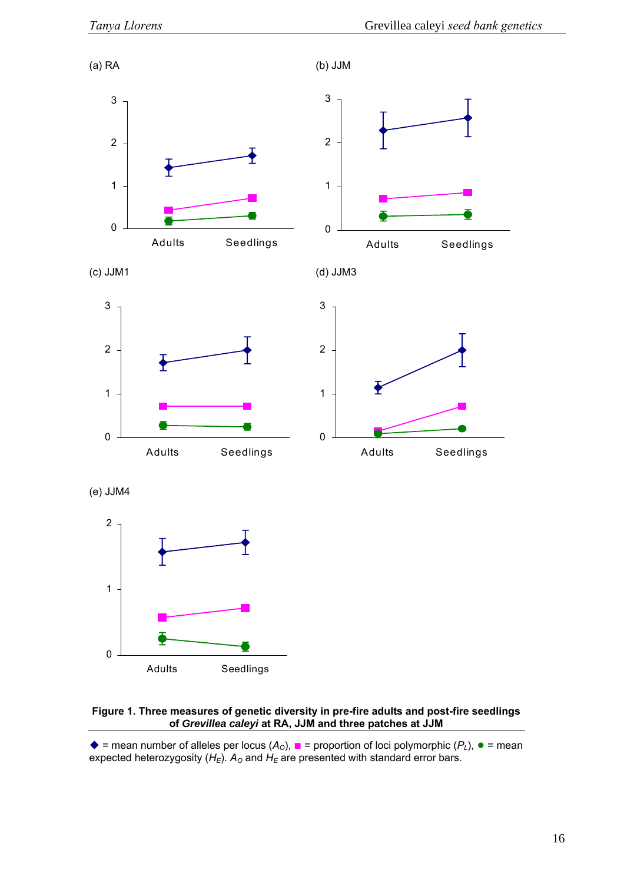(a) RA

(b) JJM

(c) JJM1

(d) JJM3

(e) JJM4

**Figure 1. Three measures of genetic diversity in pre-fire adults and post-fire seedlings of *Grevillea caleyi* at RA, JJM and three patches at JJM**

◆ = mean number of alleles per locus ($A_O$), ■ = proportion of loci polymorphic ($P_L$), ● = mean expected heterozygosity ($H_E$). $A_O$ and $H_E$ are presented with standard error bars.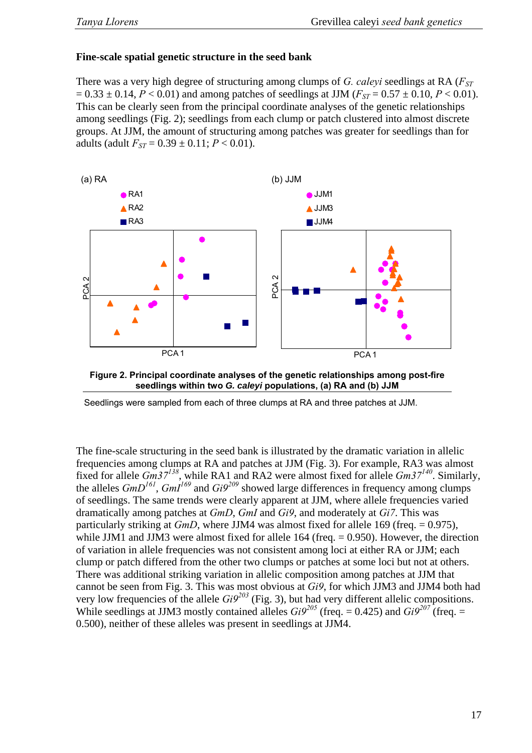### Fine-scale spatial genetic structure in the seed bank

There was a very high degree of structuring among clumps of *G. caleyi* seedlings at RA ($F_{ST}$ = 0.33 ± 0.14, $P$ < 0.01) and among patches of seedlings at JJM ($F_{ST}$ = 0.57 ± 0.10, $P$ < 0.01). This can be clearly seen from the principal coordinate analyses of the genetic relationships among seedlings (Fig. 2); seedlings from each clump or patch clustered into almost discrete groups. At JJM, the amount of structuring among patches was greater for seedlings than for adults (adult $F_{ST}$ = 0.39 ± 0.11; $P$ < 0.01).

**Figure 2. Principal coordinate analyses of the genetic relationships among post-fire seedlings within two *G. caleyi* populations, (a) RA and (b) JJM**

Seedlings were sampled from each of three clumps at RA and three patches at JJM.

The fine-scale structuring in the seed bank is illustrated by the dramatic variation in allelic frequencies among clumps at RA and patches at JJM (Fig. 3). For example, RA3 was almost fixed for allele $Gm37^{138}$, while RA1 and RA2 were almost fixed for allele $Gm37^{140}$. Similarly, the alleles $GmD^{161}$, $GmI^{169}$ and $Gi9^{209}$ showed large differences in frequency among clumps of seedlings. The same trends were clearly apparent at JJM, where allele frequencies varied dramatically among patches at *GmD*, *GmI* and *Gi9*, and moderately at *Gi7*. This was particularly striking at *GmD*, where JJM4 was almost fixed for allele 169 (freq. = 0.975), while JJM1 and JJM3 were almost fixed for allele 164 (freq. = 0.950). However, the direction of variation in allele frequencies was not consistent among loci at either RA or JJM; each clump or patch differed from the other two clumps or patches at some loci but not at others. There was additional striking variation in allelic composition among patches at JJM that cannot be seen from Fig. 3. This was most obvious at *Gi9*, for which JJM3 and JJM4 both had very low frequencies of the allele $Gi9^{203}$ (Fig. 3), but had very different allelic compositions. While seedlings at JJM3 mostly contained alleles $Gi9^{205}$ (freq. = 0.425) and $Gi9^{207}$ (freq. = 0.500), neither of these alleles was present in seedlings at JJM4.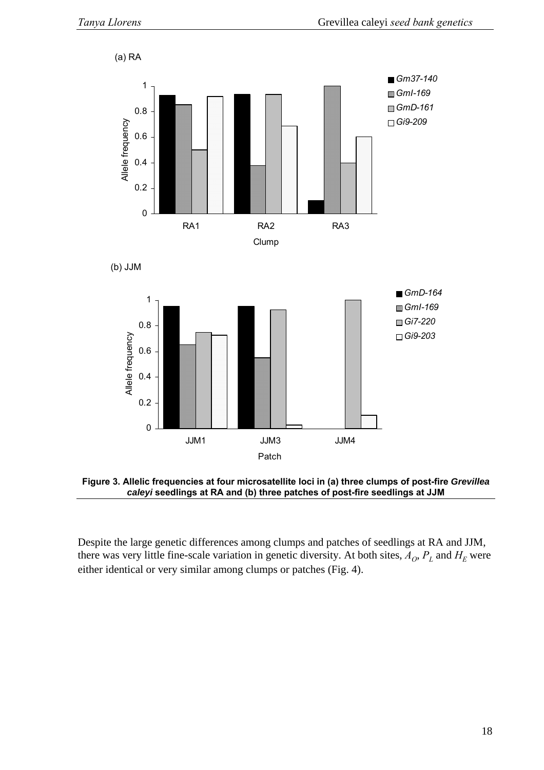**Figure 3. Allelic frequencies at four microsatellite loci in (a) three clumps of post-fire *Grevillea caleyi* seedlings at RA and (b) three patches of post-fire seedlings at JJM**

Despite the large genetic differences among clumps and patches of seedlings at RA and JJM, there was very little fine-scale variation in genetic diversity. At both sites, $A_O$, $P_L$ and $H_E$ were either identical or very similar among clumps or patches (Fig. 4).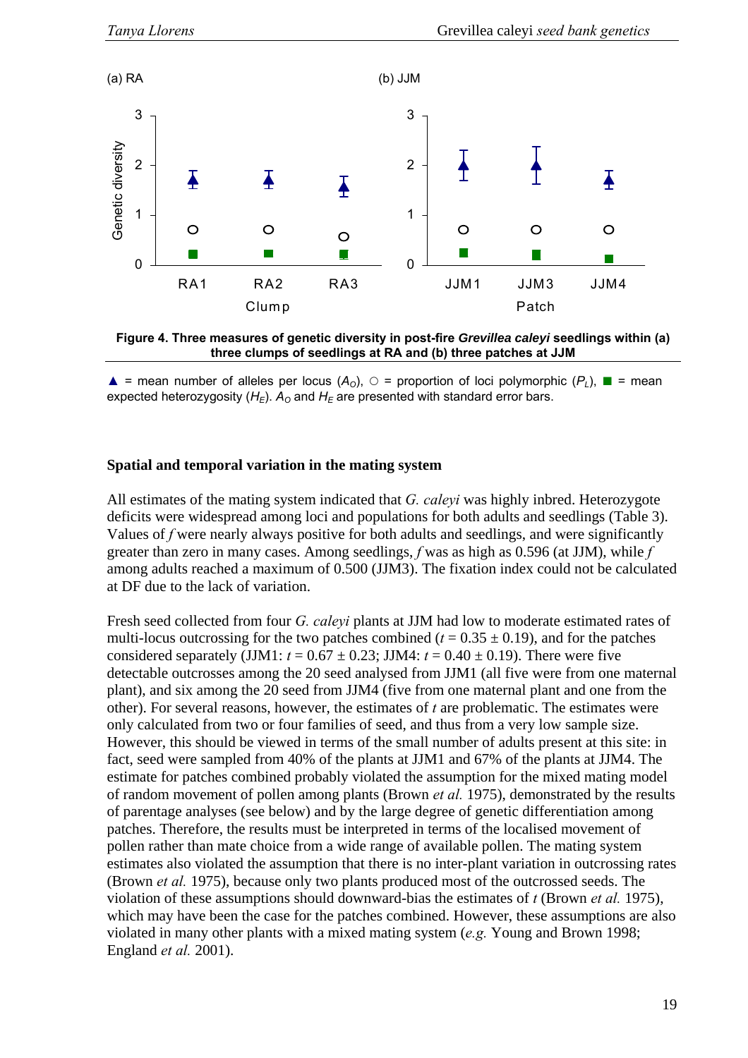**Figure 4. Three measures of genetic diversity in post-fire *Grevillea caleyi* seedlings within (a) three clumps of seedlings at RA and (b) three patches at JJM**

▲ = mean number of alleles per locus ($A_O$), ○ = proportion of loci polymorphic ($P_L$), ■ = mean expected heterozygosity ($H_E$). $A_O$ and $H_E$ are presented with standard error bars.

### Spatial and temporal variation in the mating system

All estimates of the mating system indicated that *G. caleyi* was highly inbred. Heterozygote deficits were widespread among loci and populations for both adults and seedlings (Table 3). Values of *f* were nearly always positive for both adults and seedlings, and were significantly greater than zero in many cases. Among seedlings, *f* was as high as 0.596 (at JJM), while *f* among adults reached a maximum of 0.500 (JJM3). The fixation index could not be calculated at DF due to the lack of variation.

Fresh seed collected from four *G. caleyi* plants at JJM had low to moderate estimated rates of multi-locus outcrossing for the two patches combined ($t = 0.35 \pm 0.19$), and for the patches considered separately (JJM1: $t = 0.67 \pm 0.23$; JJM4: $t = 0.40 \pm 0.19$). There were five detectable outcrosses among the 20 seed analysed from JJM1 (all five were from one maternal plant), and six among the 20 seed from JJM4 (five from one maternal plant and one from the other). For several reasons, however, the estimates of *t* are problematic. The estimates were only calculated from two or four families of seed, and thus from a very low sample size. However, this should be viewed in terms of the small number of adults present at this site: in fact, seed were sampled from 40% of the plants at JJM1 and 67% of the plants at JJM4. The estimate for patches combined probably violated the assumption for the mixed mating model of random movement of pollen among plants (Brown *et al.* 1975), demonstrated by the results of parentage analyses (see below) and by the large degree of genetic differentiation among patches. Therefore, the results must be interpreted in terms of the localised movement of pollen rather than mate choice from a wide range of available pollen. The mating system estimates also violated the assumption that there is no inter-plant variation in outcrossing rates (Brown *et al.* 1975), because only two plants produced most of the outcrossed seeds. The violation of these assumptions should downward-bias the estimates of *t* (Brown *et al.* 1975), which may have been the case for the patches combined. However, these assumptions are also violated in many other plants with a mixed mating system (*e.g.* Young and Brown 1998; England *et al.* 2001).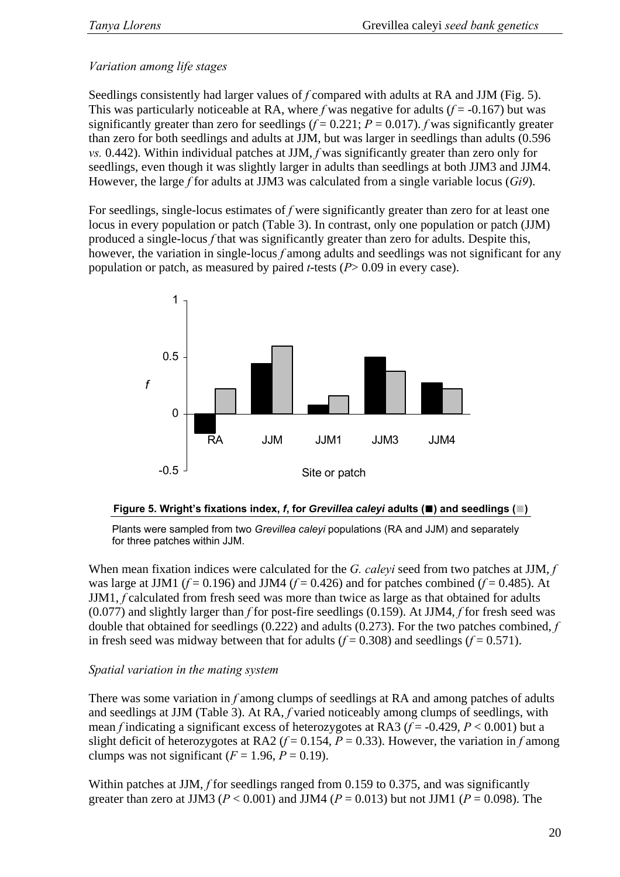*Variation among life stages*

Seedlings consistently had larger values of *f* compared with adults at RA and JJM (Fig. 5). This was particularly noticeable at RA, where *f* was negative for adults ($f = -0.167$) but was significantly greater than zero for seedlings ($f = 0.221$; $P = 0.017$). *f* was significantly greater than zero for both seedlings and adults at JJM, but was larger in seedlings than adults (0.596 *vs.* 0.442). Within individual patches at JJM, *f* was significantly greater than zero only for seedlings, even though it was slightly larger in adults than seedlings at both JJM3 and JJM4. However, the large *f* for adults at JJM3 was calculated from a single variable locus (*Gi9*).

For seedlings, single-locus estimates of *f* were significantly greater than zero for at least one locus in every population or patch (Table 3). In contrast, only one population or patch (JJM) produced a single-locus *f* that was significantly greater than zero for adults. Despite this, however, the variation in single-locus *f* among adults and seedlings was not significant for any population or patch, as measured by paired *t*-tests ($P > 0.09$ in every case).

**Figure 5. Wright's fixations index, *f*, for *Grevillea caleyi* adults (■) and seedlings (■)**

Plants were sampled from two *Grevillea caleyi* populations (RA and JJM) and separately for three patches within JJM.

When mean fixation indices were calculated for the *G. caleyi* seed from two patches at JJM, *f* was large at JJM1 ($f = 0.196$) and JJM4 ($f = 0.426$) and for patches combined ($f = 0.485$). At JJM1, *f* calculated from fresh seed was more than twice as large as that obtained for adults (0.077) and slightly larger than *f* for post-fire seedlings (0.159). At JJM4, *f* for fresh seed was double that obtained for seedlings (0.222) and adults (0.273). For the two patches combined, *f* in fresh seed was midway between that for adults ($f = 0.308$) and seedlings ($f = 0.571$).

*Spatial variation in the mating system*

There was some variation in *f* among clumps of seedlings at RA and among patches of adults and seedlings at JJM (Table 3). At RA, *f* varied noticeably among clumps of seedlings, with mean *f* indicating a significant excess of heterozygotes at RA3 ($f = -0.429$, $P < 0.001$) but a slight deficit of heterozygotes at RA2 ($f = 0.154$, $P = 0.33$). However, the variation in *f* among clumps was not significant ($F = 1.96$, $P = 0.19$).

Within patches at JJM, *f* for seedlings ranged from 0.159 to 0.375, and was significantly greater than zero at JJM3 ($P < 0.001$) and JJM4 ($P = 0.013$) but not JJM1 ($P = 0.098$). The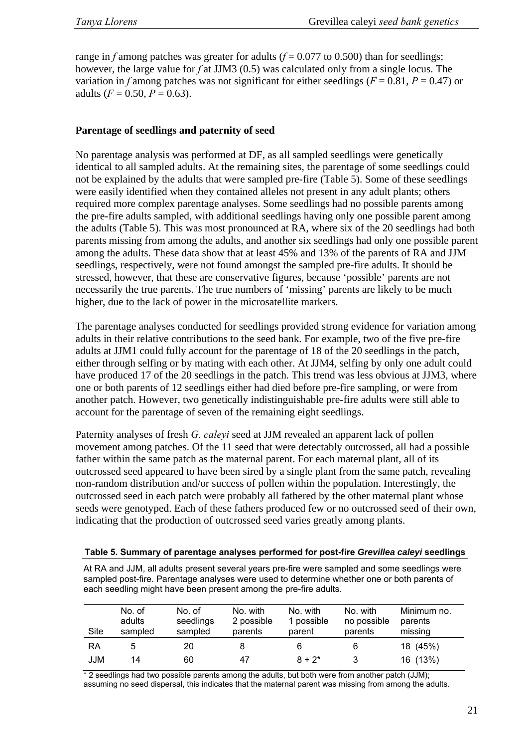range in *f* among patches was greater for adults ($f = 0.077$ to 0.500) than for seedlings; however, the large value for *f* at JJM3 (0.5) was calculated only from a single locus. The variation in *f* among patches was not significant for either seedlings ($F = 0.81$, $P = 0.47$) or adults ($F = 0.50$, $P = 0.63$).

### Parentage of seedlings and paternity of seed

No parentage analysis was performed at DF, as all sampled seedlings were genetically identical to all sampled adults. At the remaining sites, the parentage of some seedlings could not be explained by the adults that were sampled pre-fire (Table 5). Some of these seedlings were easily identified when they contained alleles not present in any adult plants; others required more complex parentage analyses. Some seedlings had no possible parents among the pre-fire adults sampled, with additional seedlings having only one possible parent among the adults (Table 5). This was most pronounced at RA, where six of the 20 seedlings had both parents missing from among the adults, and another six seedlings had only one possible parent among the adults. These data show that at least 45% and 13% of the parents of RA and JJM seedlings, respectively, were not found amongst the sampled pre-fire adults. It should be stressed, however, that these are conservative figures, because 'possible' parents are not necessarily the true parents. The true numbers of 'missing' parents are likely to be much higher, due to the lack of power in the microsatellite markers.

The parentage analyses conducted for seedlings provided strong evidence for variation among adults in their relative contributions to the seed bank. For example, two of the five pre-fire adults at JJM1 could fully account for the parentage of 18 of the 20 seedlings in the patch, either through selfing or by mating with each other. At JJM4, selfing by only one adult could have produced 17 of the 20 seedlings in the patch. This trend was less obvious at JJM3, where one or both parents of 12 seedlings either had died before pre-fire sampling, or were from another patch. However, two genetically indistinguishable pre-fire adults were still able to account for the parentage of seven of the remaining eight seedlings.

Paternity analyses of fresh *G. caleyi* seed at JJM revealed an apparent lack of pollen movement among patches. Of the 11 seed that were detectably outcrossed, all had a possible father within the same patch as the maternal parent. For each maternal plant, all of its outcrossed seed appeared to have been sired by a single plant from the same patch, revealing non-random distribution and/or success of pollen within the population. Interestingly, the outcrossed seed in each patch were probably all fathered by the other maternal plant whose seeds were genotyped. Each of these fathers produced few or no outcrossed seed of their own, indicating that the production of outcrossed seed varies greatly among plants.

**Table 5. Summary of parentage analyses performed for post-fire *Grevillea caleyi* seedlings**

At RA and JJM, all adults present several years pre-fire were sampled and some seedlings were sampled post-fire. Parentage analyses were used to determine whether one or both parents of each seedling might have been present among the pre-fire adults.

| Site | No. of adults sampled | No. of seedlings sampled | No. with 2 possible parents | No. with 1 possible parent | No. with no possible parents | Minimum no. parents missing |
|---|---|---|---|---|---|---|
| RA | 5 | 20 | 8 | 6 | 6 | 18 (45%) |
| JJM | 14 | 60 | 47 | 8 + 2* | 3 | 16 (13%) |

\* 2 seedlings had two possible parents among the adults, but both were from another patch (JJM); assuming no seed dispersal, this indicates that the maternal parent was missing from among the adults.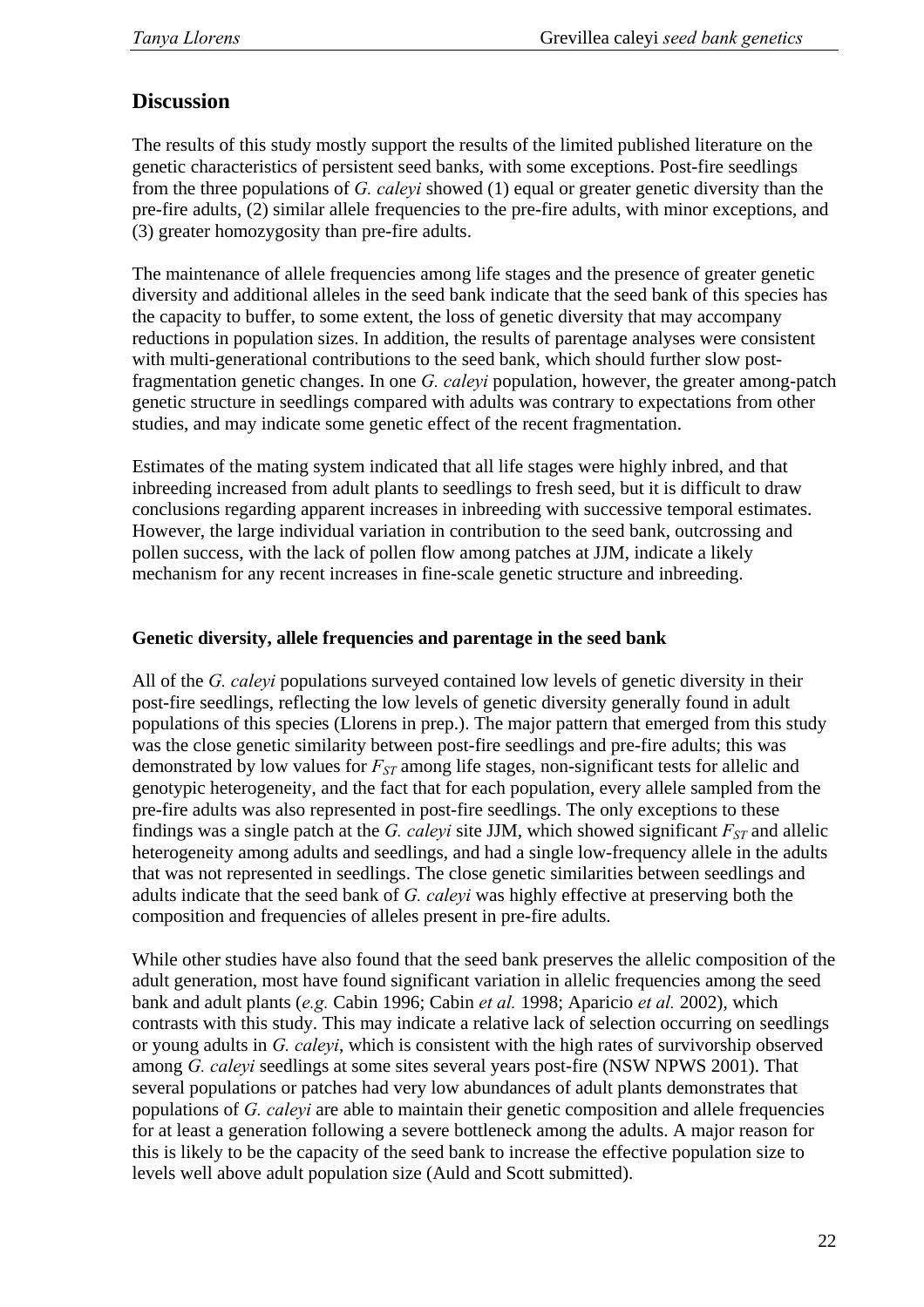## Discussion

The results of this study mostly support the results of the limited published literature on the genetic characteristics of persistent seed banks, with some exceptions. Post-fire seedlings from the three populations of *G. caleyi* showed (1) equal or greater genetic diversity than the pre-fire adults, (2) similar allele frequencies to the pre-fire adults, with minor exceptions, and (3) greater homozygosity than pre-fire adults.

The maintenance of allele frequencies among life stages and the presence of greater genetic diversity and additional alleles in the seed bank indicate that the seed bank of this species has the capacity to buffer, to some extent, the loss of genetic diversity that may accompany reductions in population sizes. In addition, the results of parentage analyses were consistent with multi-generational contributions to the seed bank, which should further slow post-fragmentation genetic changes. In one *G. caleyi* population, however, the greater among-patch genetic structure in seedlings compared with adults was contrary to expectations from other studies, and may indicate some genetic effect of the recent fragmentation.

Estimates of the mating system indicated that all life stages were highly inbred, and that inbreeding increased from adult plants to seedlings to fresh seed, but it is difficult to draw conclusions regarding apparent increases in inbreeding with successive temporal estimates. However, the large individual variation in contribution to the seed bank, outcrossing and pollen success, with the lack of pollen flow among patches at JJM, indicate a likely mechanism for any recent increases in fine-scale genetic structure and inbreeding.

### Genetic diversity, allele frequencies and parentage in the seed bank

All of the *G. caleyi* populations surveyed contained low levels of genetic diversity in their post-fire seedlings, reflecting the low levels of genetic diversity generally found in adult populations of this species (Llorens in prep.). The major pattern that emerged from this study was the close genetic similarity between post-fire seedlings and pre-fire adults; this was demonstrated by low values for $F_{ST}$ among life stages, non-significant tests for allelic and genotypic heterogeneity, and the fact that for each population, every allele sampled from the pre-fire adults was also represented in post-fire seedlings. The only exceptions to these findings was a single patch at the *G. caleyi* site JJM, which showed significant $F_{ST}$ and allelic heterogeneity among adults and seedlings, and had a single low-frequency allele in the adults that was not represented in seedlings. The close genetic similarities between seedlings and adults indicate that the seed bank of *G. caleyi* was highly effective at preserving both the composition and frequencies of alleles present in pre-fire adults.

While other studies have also found that the seed bank preserves the allelic composition of the adult generation, most have found significant variation in allelic frequencies among the seed bank and adult plants (*e.g.* Cabin 1996; Cabin *et al.* 1998; Aparicio *et al.* 2002), which contrasts with this study. This may indicate a relative lack of selection occurring on seedlings or young adults in *G. caleyi*, which is consistent with the high rates of survivorship observed among *G. caleyi* seedlings at some sites several years post-fire (NSW NPWS 2001). That several populations or patches had very low abundances of adult plants demonstrates that populations of *G. caleyi* are able to maintain their genetic composition and allele frequencies for at least a generation following a severe bottleneck among the adults. A major reason for this is likely to be the capacity of the seed bank to increase the effective population size to levels well above adult population size (Auld and Scott submitted).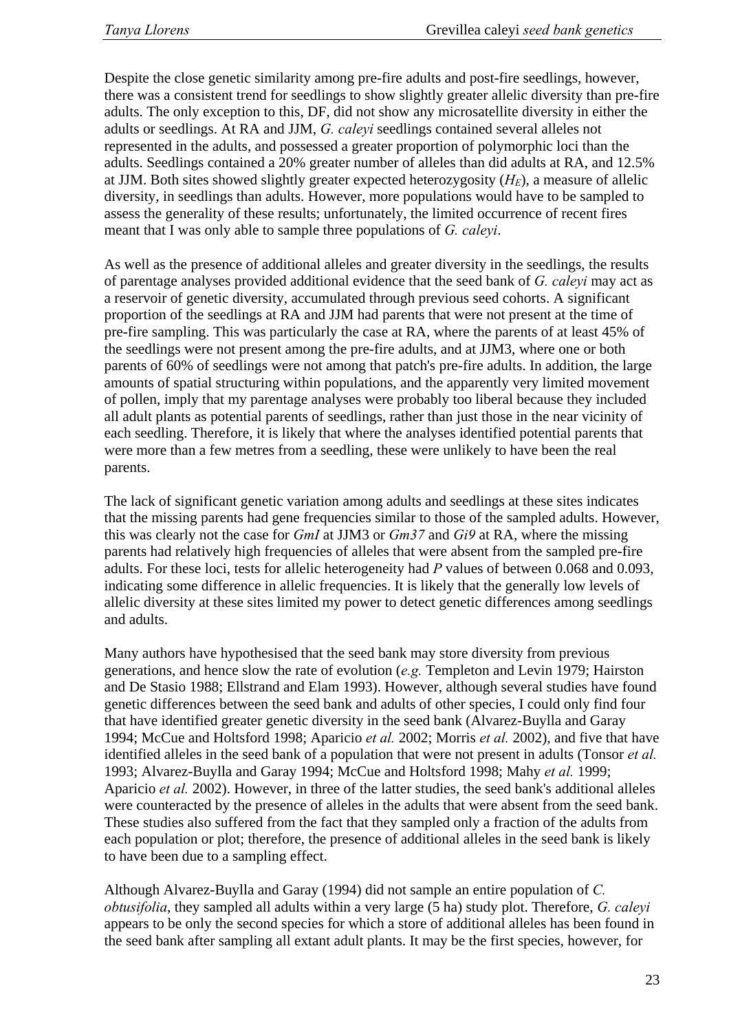Despite the close genetic similarity among pre-fire adults and post-fire seedlings, however, there was a consistent trend for seedlings to show slightly greater allelic diversity than pre-fire adults. The only exception to this, DF, did not show any microsatellite diversity in either the adults or seedlings. At RA and JJM, *G. caleyi* seedlings contained several alleles not represented in the adults, and possessed a greater proportion of polymorphic loci than the adults. Seedlings contained a 20% greater number of alleles than did adults at RA, and 12.5% at JJM. Both sites showed slightly greater expected heterozygosity ($H_E$), a measure of allelic diversity, in seedlings than adults. However, more populations would have to be sampled to assess the generality of these results; unfortunately, the limited occurrence of recent fires meant that I was only able to sample three populations of *G. caleyi*.

As well as the presence of additional alleles and greater diversity in the seedlings, the results of parentage analyses provided additional evidence that the seed bank of *G. caleyi* may act as a reservoir of genetic diversity, accumulated through previous seed cohorts. A significant proportion of the seedlings at RA and JJM had parents that were not present at the time of pre-fire sampling. This was particularly the case at RA, where the parents of at least 45% of the seedlings were not present among the pre-fire adults, and at JJM3, where one or both parents of 60% of seedlings were not among that patch's pre-fire adults. In addition, the large amounts of spatial structuring within populations, and the apparently very limited movement of pollen, imply that my parentage analyses were probably too liberal because they included all adult plants as potential parents of seedlings, rather than just those in the near vicinity of each seedling. Therefore, it is likely that where the analyses identified potential parents that were more than a few metres from a seedling, these were unlikely to have been the real parents.

The lack of significant genetic variation among adults and seedlings at these sites indicates that the missing parents had gene frequencies similar to those of the sampled adults. However, this was clearly not the case for *GmI* at JJM3 or *Gm37* and *Gi9* at RA, where the missing parents had relatively high frequencies of alleles that were absent from the sampled pre-fire adults. For these loci, tests for allelic heterogeneity had $P$ values of between 0.068 and 0.093, indicating some difference in allelic frequencies. It is likely that the generally low levels of allelic diversity at these sites limited my power to detect genetic differences among seedlings and adults.

Many authors have hypothesised that the seed bank may store diversity from previous generations, and hence slow the rate of evolution (*e.g.* Templeton and Levin 1979; Hairston and De Stasio 1988; Ellstrand and Elam 1993). However, although several studies have found genetic differences between the seed bank and adults of other species, I could only find four that have identified greater genetic diversity in the seed bank (Alvarez-Buylla and Garay 1994; McCue and Holtsford 1998; Aparicio *et al.* 2002; Morris *et al.* 2002), and five that have identified alleles in the seed bank of a population that were not present in adults (Tonsor *et al.* 1993; Alvarez-Buylla and Garay 1994; McCue and Holtsford 1998; Mahy *et al.* 1999; Aparicio *et al.* 2002). However, in three of the latter studies, the seed bank's additional alleles were counteracted by the presence of alleles in the adults that were absent from the seed bank. These studies also suffered from the fact that they sampled only a fraction of the adults from each population or plot; therefore, the presence of additional alleles in the seed bank is likely to have been due to a sampling effect.

Although Alvarez-Buylla and Garay (1994) did not sample an entire population of *C. obtusifolia*, they sampled all adults within a very large (5 ha) study plot. Therefore, *G. caleyi* appears to be only the second species for which a store of additional alleles has been found in the seed bank after sampling all extant adult plants. It may be the first species, however, for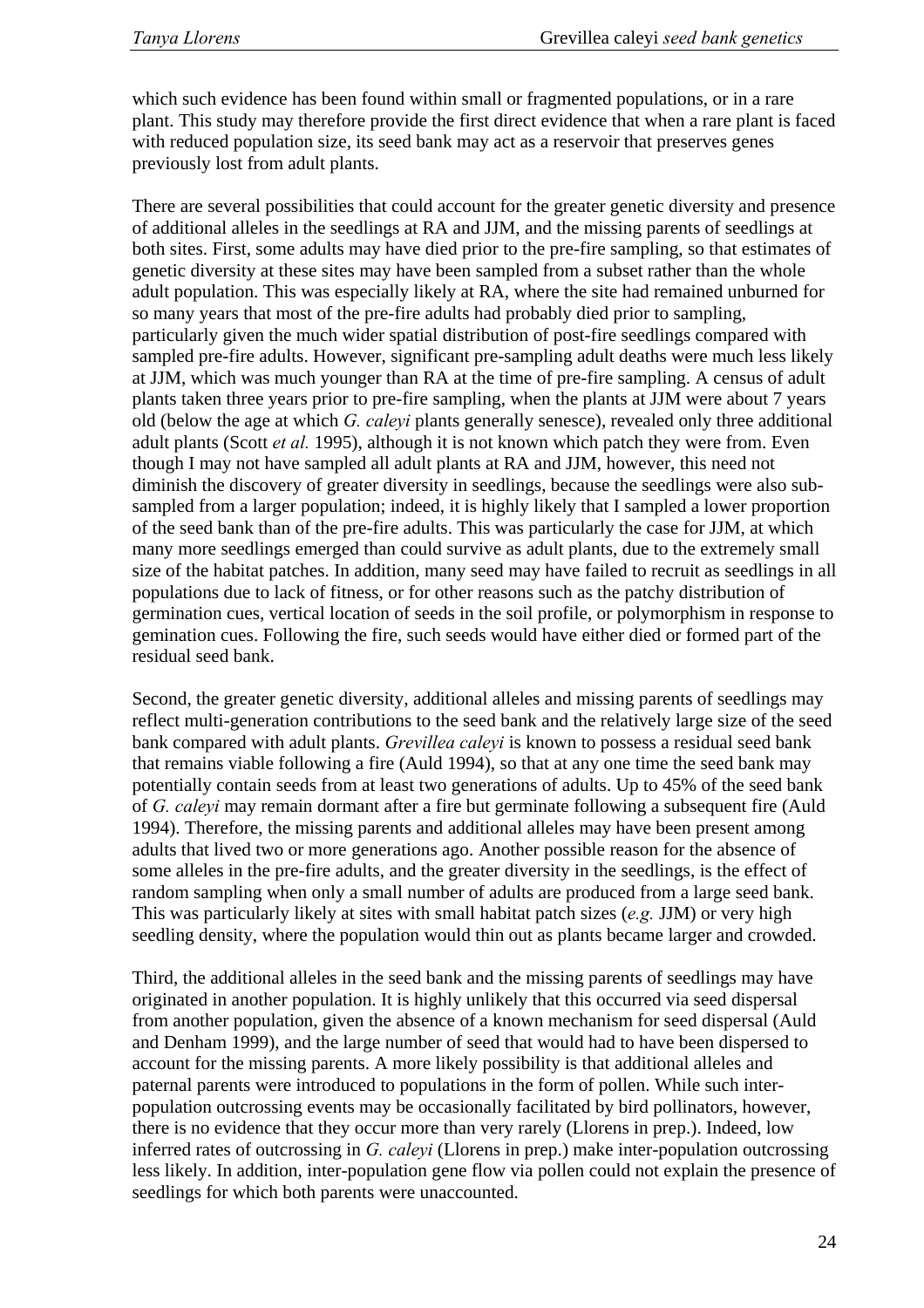which such evidence has been found within small or fragmented populations, or in a rare plant. This study may therefore provide the first direct evidence that when a rare plant is faced with reduced population size, its seed bank may act as a reservoir that preserves genes previously lost from adult plants.

There are several possibilities that could account for the greater genetic diversity and presence of additional alleles in the seedlings at RA and JJM, and the missing parents of seedlings at both sites. First, some adults may have died prior to the pre-fire sampling, so that estimates of genetic diversity at these sites may have been sampled from a subset rather than the whole adult population. This was especially likely at RA, where the site had remained unburned for so many years that most of the pre-fire adults had probably died prior to sampling, particularly given the much wider spatial distribution of post-fire seedlings compared with sampled pre-fire adults. However, significant pre-sampling adult deaths were much less likely at JJM, which was much younger than RA at the time of pre-fire sampling. A census of adult plants taken three years prior to pre-fire sampling, when the plants at JJM were about 7 years old (below the age at which *G. caleyi* plants generally senesce), revealed only three additional adult plants (Scott *et al.* 1995), although it is not known which patch they were from. Even though I may not have sampled all adult plants at RA and JJM, however, this need not diminish the discovery of greater diversity in seedlings, because the seedlings were also sub-sampled from a larger population; indeed, it is highly likely that I sampled a lower proportion of the seed bank than of the pre-fire adults. This was particularly the case for JJM, at which many more seedlings emerged than could survive as adult plants, due to the extremely small size of the habitat patches. In addition, many seed may have failed to recruit as seedlings in all populations due to lack of fitness, or for other reasons such as the patchy distribution of germination cues, vertical location of seeds in the soil profile, or polymorphism in response to gemination cues. Following the fire, such seeds would have either died or formed part of the residual seed bank.

Second, the greater genetic diversity, additional alleles and missing parents of seedlings may reflect multi-generation contributions to the seed bank and the relatively large size of the seed bank compared with adult plants. *Grevillea caleyi* is known to possess a residual seed bank that remains viable following a fire (Auld 1994), so that at any one time the seed bank may potentially contain seeds from at least two generations of adults. Up to 45% of the seed bank of *G. caleyi* may remain dormant after a fire but germinate following a subsequent fire (Auld 1994). Therefore, the missing parents and additional alleles may have been present among adults that lived two or more generations ago. Another possible reason for the absence of some alleles in the pre-fire adults, and the greater diversity in the seedlings, is the effect of random sampling when only a small number of adults are produced from a large seed bank. This was particularly likely at sites with small habitat patch sizes (*e.g.* JJM) or very high seedling density, where the population would thin out as plants became larger and crowded.

Third, the additional alleles in the seed bank and the missing parents of seedlings may have originated in another population. It is highly unlikely that this occurred via seed dispersal from another population, given the absence of a known mechanism for seed dispersal (Auld and Denham 1999), and the large number of seed that would had to have been dispersed to account for the missing parents. A more likely possibility is that additional alleles and paternal parents were introduced to populations in the form of pollen. While such inter-population outcrossing events may be occasionally facilitated by bird pollinators, however, there is no evidence that they occur more than very rarely (Llorens in prep.). Indeed, low inferred rates of outcrossing in *G. caleyi* (Llorens in prep.) make inter-population outcrossing less likely. In addition, inter-population gene flow via pollen could not explain the presence of seedlings for which both parents were unaccounted.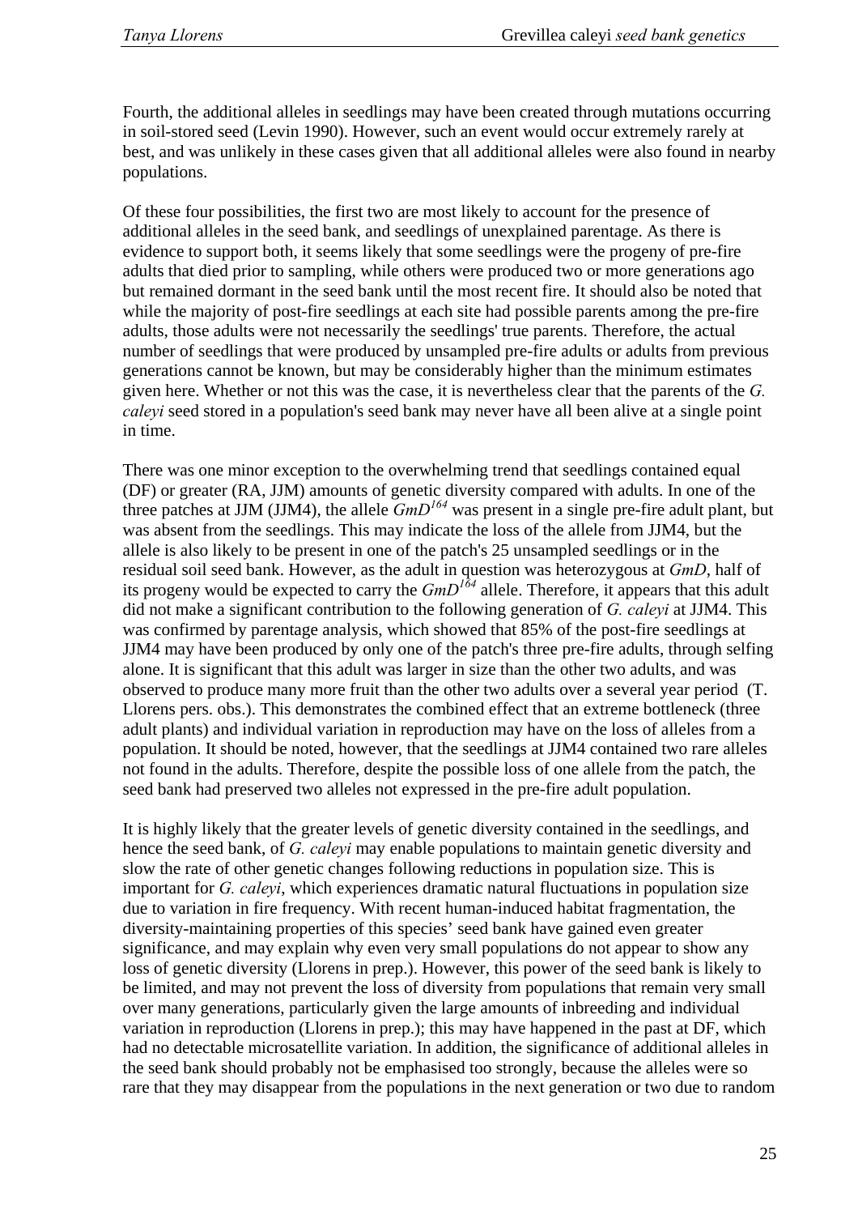Fourth, the additional alleles in seedlings may have been created through mutations occurring in soil-stored seed (Levin 1990). However, such an event would occur extremely rarely at best, and was unlikely in these cases given that all additional alleles were also found in nearby populations.

Of these four possibilities, the first two are most likely to account for the presence of additional alleles in the seed bank, and seedlings of unexplained parentage. As there is evidence to support both, it seems likely that some seedlings were the progeny of pre-fire adults that died prior to sampling, while others were produced two or more generations ago but remained dormant in the seed bank until the most recent fire. It should also be noted that while the majority of post-fire seedlings at each site had possible parents among the pre-fire adults, those adults were not necessarily the seedlings' true parents. Therefore, the actual number of seedlings that were produced by unsampled pre-fire adults or adults from previous generations cannot be known, but may be considerably higher than the minimum estimates given here. Whether or not this was the case, it is nevertheless clear that the parents of the *G. caleyi* seed stored in a population's seed bank may never have all been alive at a single point in time.

There was one minor exception to the overwhelming trend that seedlings contained equal (DF) or greater (RA, JJM) amounts of genetic diversity compared with adults. In one of the three patches at JJM (JJM4), the allele $GmD^{164}$ was present in a single pre-fire adult plant, but was absent from the seedlings. This may indicate the loss of the allele from JJM4, but the allele is also likely to be present in one of the patch's 25 unsampled seedlings or in the residual soil seed bank. However, as the adult in question was heterozygous at *GmD*, half of its progeny would be expected to carry the $GmD^{164}$ allele. Therefore, it appears that this adult did not make a significant contribution to the following generation of *G. caleyi* at JJM4. This was confirmed by parentage analysis, which showed that 85% of the post-fire seedlings at JJM4 may have been produced by only one of the patch's three pre-fire adults, through selfing alone. It is significant that this adult was larger in size than the other two adults, and was observed to produce many more fruit than the other two adults over a several year period (T. Llorens pers. obs.). This demonstrates the combined effect that an extreme bottleneck (three adult plants) and individual variation in reproduction may have on the loss of alleles from a population. It should be noted, however, that the seedlings at JJM4 contained two rare alleles not found in the adults. Therefore, despite the possible loss of one allele from the patch, the seed bank had preserved two alleles not expressed in the pre-fire adult population.

It is highly likely that the greater levels of genetic diversity contained in the seedlings, and hence the seed bank, of *G. caleyi* may enable populations to maintain genetic diversity and slow the rate of other genetic changes following reductions in population size. This is important for *G. caleyi*, which experiences dramatic natural fluctuations in population size due to variation in fire frequency. With recent human-induced habitat fragmentation, the diversity-maintaining properties of this species' seed bank have gained even greater significance, and may explain why even very small populations do not appear to show any loss of genetic diversity (Llorens in prep.). However, this power of the seed bank is likely to be limited, and may not prevent the loss of diversity from populations that remain very small over many generations, particularly given the large amounts of inbreeding and individual variation in reproduction (Llorens in prep.); this may have happened in the past at DF, which had no detectable microsatellite variation. In addition, the significance of additional alleles in the seed bank should probably not be emphasised too strongly, because the alleles were so rare that they may disappear from the populations in the next generation or two due to random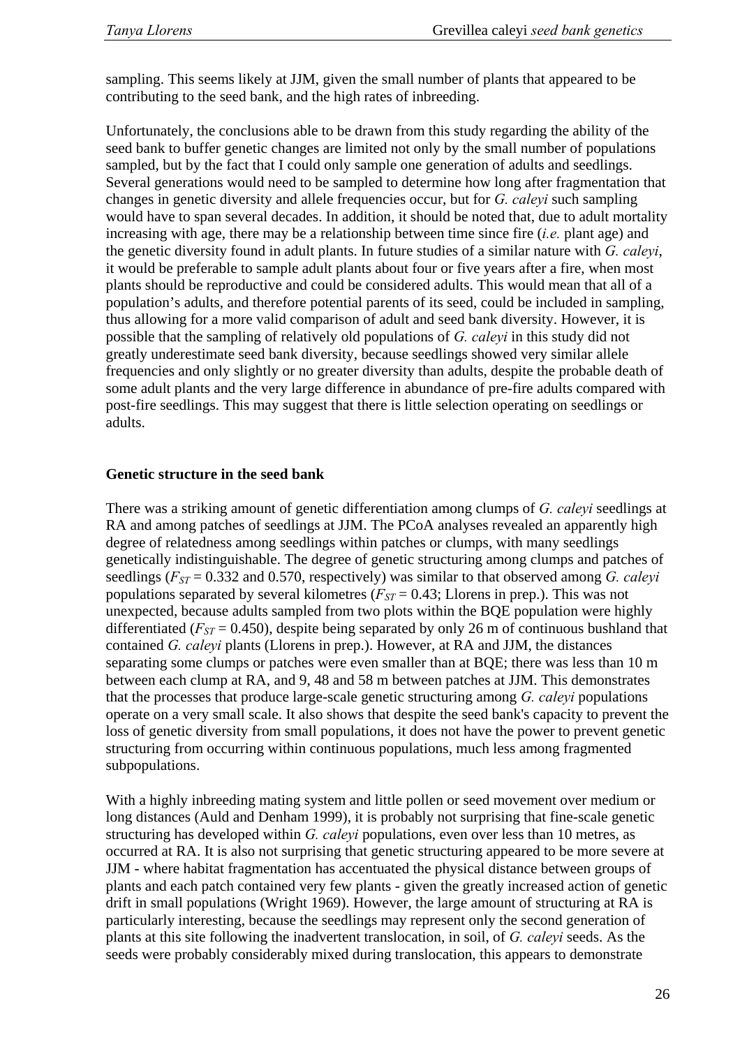sampling. This seems likely at JJM, given the small number of plants that appeared to be contributing to the seed bank, and the high rates of inbreeding.

Unfortunately, the conclusions able to be drawn from this study regarding the ability of the seed bank to buffer genetic changes are limited not only by the small number of populations sampled, but by the fact that I could only sample one generation of adults and seedlings. Several generations would need to be sampled to determine how long after fragmentation that changes in genetic diversity and allele frequencies occur, but for *G. caleyi* such sampling would have to span several decades. In addition, it should be noted that, due to adult mortality increasing with age, there may be a relationship between time since fire (*i.e.* plant age) and the genetic diversity found in adult plants. In future studies of a similar nature with *G. caleyi*, it would be preferable to sample adult plants about four or five years after a fire, when most plants should be reproductive and could be considered adults. This would mean that all of a population's adults, and therefore potential parents of its seed, could be included in sampling, thus allowing for a more valid comparison of adult and seed bank diversity. However, it is possible that the sampling of relatively old populations of *G. caleyi* in this study did not greatly underestimate seed bank diversity, because seedlings showed very similar allele frequencies and only slightly or no greater diversity than adults, despite the probable death of some adult plants and the very large difference in abundance of pre-fire adults compared with post-fire seedlings. This may suggest that there is little selection operating on seedlings or adults.

**Genetic structure in the seed bank**

There was a striking amount of genetic differentiation among clumps of *G. caleyi* seedlings at RA and among patches of seedlings at JJM. The PCoA analyses revealed an apparently high degree of relatedness among seedlings within patches or clumps, with many seedlings genetically indistinguishable. The degree of genetic structuring among clumps and patches of seedlings ($F_{ST}$ = 0.332 and 0.570, respectively) was similar to that observed among *G. caleyi* populations separated by several kilometres ($F_{ST}$ = 0.43; Llorens in prep.). This was not unexpected, because adults sampled from two plots within the BQE population were highly differentiated ($F_{ST}$ = 0.450), despite being separated by only 26 m of continuous bushland that contained *G. caleyi* plants (Llorens in prep.). However, at RA and JJM, the distances separating some clumps or patches were even smaller than at BQE; there was less than 10 m between each clump at RA, and 9, 48 and 58 m between patches at JJM. This demonstrates that the processes that produce large-scale genetic structuring among *G. caleyi* populations operate on a very small scale. It also shows that despite the seed bank's capacity to prevent the loss of genetic diversity from small populations, it does not have the power to prevent genetic structuring from occurring within continuous populations, much less among fragmented subpopulations.

With a highly inbreeding mating system and little pollen or seed movement over medium or long distances (Auld and Denham 1999), it is probably not surprising that fine-scale genetic structuring has developed within *G. caleyi* populations, even over less than 10 metres, as occurred at RA. It is also not surprising that genetic structuring appeared to be more severe at JJM - where habitat fragmentation has accentuated the physical distance between groups of plants and each patch contained very few plants - given the greatly increased action of genetic drift in small populations (Wright 1969). However, the large amount of structuring at RA is particularly interesting, because the seedlings may represent only the second generation of plants at this site following the inadvertent translocation, in soil, of *G. caleyi* seeds. As the seeds were probably considerably mixed during translocation, this appears to demonstrate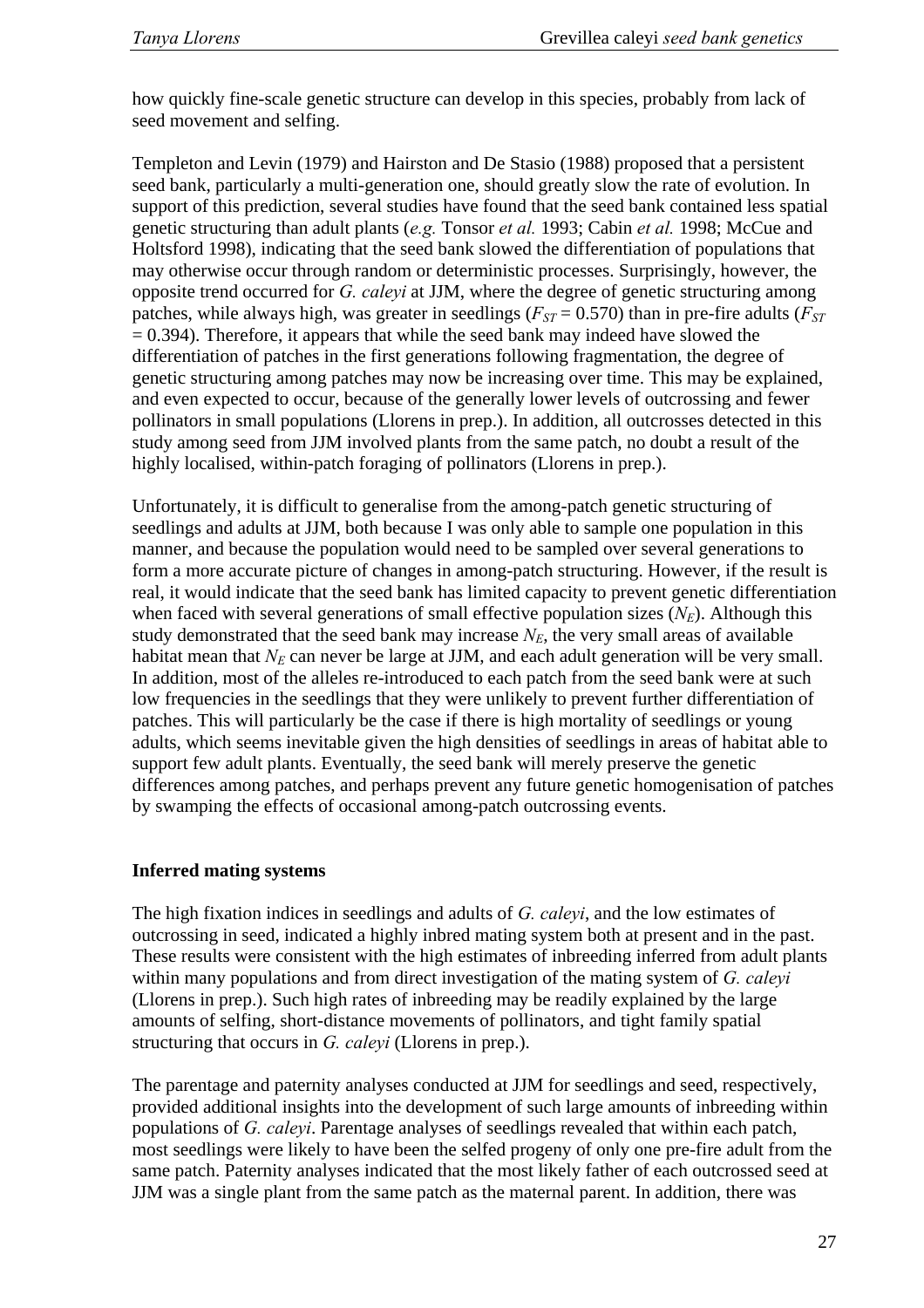how quickly fine-scale genetic structure can develop in this species, probably from lack of seed movement and selfing.

Templeton and Levin (1979) and Hairston and De Stasio (1988) proposed that a persistent seed bank, particularly a multi-generation one, should greatly slow the rate of evolution. In support of this prediction, several studies have found that the seed bank contained less spatial genetic structuring than adult plants (*e.g.* Tonsor *et al.* 1993; Cabin *et al.* 1998; McCue and Holtsford 1998), indicating that the seed bank slowed the differentiation of populations that may otherwise occur through random or deterministic processes. Surprisingly, however, the opposite trend occurred for *G. caleyi* at JJM, where the degree of genetic structuring among patches, while always high, was greater in seedlings ($F_{ST}$ = 0.570) than in pre-fire adults ($F_{ST}$ = 0.394). Therefore, it appears that while the seed bank may indeed have slowed the differentiation of patches in the first generations following fragmentation, the degree of genetic structuring among patches may now be increasing over time. This may be explained, and even expected to occur, because of the generally lower levels of outcrossing and fewer pollinators in small populations (Llorens in prep.). In addition, all outcrosses detected in this study among seed from JJM involved plants from the same patch, no doubt a result of the highly localised, within-patch foraging of pollinators (Llorens in prep.).

Unfortunately, it is difficult to generalise from the among-patch genetic structuring of seedlings and adults at JJM, both because I was only able to sample one population in this manner, and because the population would need to be sampled over several generations to form a more accurate picture of changes in among-patch structuring. However, if the result is real, it would indicate that the seed bank has limited capacity to prevent genetic differentiation when faced with several generations of small effective population sizes ($N_E$). Although this study demonstrated that the seed bank may increase $N_E$, the very small areas of available habitat mean that $N_E$ can never be large at JJM, and each adult generation will be very small. In addition, most of the alleles re-introduced to each patch from the seed bank were at such low frequencies in the seedlings that they were unlikely to prevent further differentiation of patches. This will particularly be the case if there is high mortality of seedlings or young adults, which seems inevitable given the high densities of seedlings in areas of habitat able to support few adult plants. Eventually, the seed bank will merely preserve the genetic differences among patches, and perhaps prevent any future genetic homogenisation of patches by swamping the effects of occasional among-patch outcrossing events.

### Inferred mating systems

The high fixation indices in seedlings and adults of *G. caleyi*, and the low estimates of outcrossing in seed, indicated a highly inbred mating system both at present and in the past. These results were consistent with the high estimates of inbreeding inferred from adult plants within many populations and from direct investigation of the mating system of *G. caleyi* (Llorens in prep.). Such high rates of inbreeding may be readily explained by the large amounts of selfing, short-distance movements of pollinators, and tight family spatial structuring that occurs in *G. caleyi* (Llorens in prep.).

The parentage and paternity analyses conducted at JJM for seedlings and seed, respectively, provided additional insights into the development of such large amounts of inbreeding within populations of *G. caleyi*. Parentage analyses of seedlings revealed that within each patch, most seedlings were likely to have been the selfed progeny of only one pre-fire adult from the same patch. Paternity analyses indicated that the most likely father of each outcrossed seed at JJM was a single plant from the same patch as the maternal parent. In addition, there was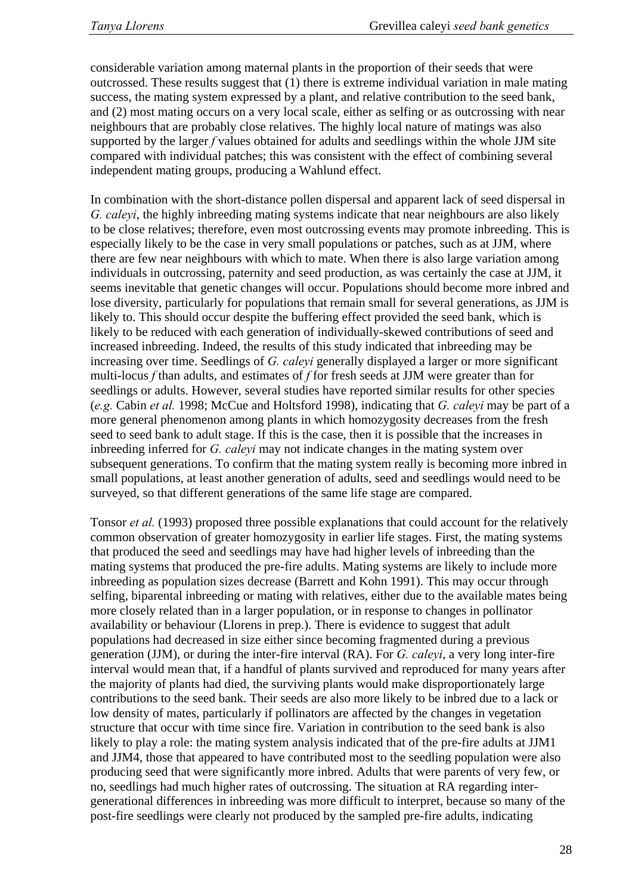considerable variation among maternal plants in the proportion of their seeds that were outcrossed. These results suggest that (1) there is extreme individual variation in male mating success, the mating system expressed by a plant, and relative contribution to the seed bank, and (2) most mating occurs on a very local scale, either as selfing or as outcrossing with near neighbours that are probably close relatives. The highly local nature of matings was also supported by the larger $f$ values obtained for adults and seedlings within the whole JJM site compared with individual patches; this was consistent with the effect of combining several independent mating groups, producing a Wahlund effect.

In combination with the short-distance pollen dispersal and apparent lack of seed dispersal in *G. caleyi*, the highly inbreeding mating systems indicate that near neighbours are also likely to be close relatives; therefore, even most outcrossing events may promote inbreeding. This is especially likely to be the case in very small populations or patches, such as at JJM, where there are few near neighbours with which to mate. When there is also large variation among individuals in outcrossing, paternity and seed production, as was certainly the case at JJM, it seems inevitable that genetic changes will occur. Populations should become more inbred and lose diversity, particularly for populations that remain small for several generations, as JJM is likely to. This should occur despite the buffering effect provided the seed bank, which is likely to be reduced with each generation of individually-skewed contributions of seed and increased inbreeding. Indeed, the results of this study indicated that inbreeding may be increasing over time. Seedlings of *G. caleyi* generally displayed a larger or more significant multi-locus $f$ than adults, and estimates of $f$ for fresh seeds at JJM were greater than for seedlings or adults. However, several studies have reported similar results for other species (*e.g.* Cabin *et al.* 1998; McCue and Holtsford 1998), indicating that *G. caleyi* may be part of a more general phenomenon among plants in which homozygosity decreases from the fresh seed to seed bank to adult stage. If this is the case, then it is possible that the increases in inbreeding inferred for *G. caleyi* may not indicate changes in the mating system over subsequent generations. To confirm that the mating system really is becoming more inbred in small populations, at least another generation of adults, seed and seedlings would need to be surveyed, so that different generations of the same life stage are compared.

Tonsor *et al.* (1993) proposed three possible explanations that could account for the relatively common observation of greater homozygosity in earlier life stages. First, the mating systems that produced the seed and seedlings may have had higher levels of inbreeding than the mating systems that produced the pre-fire adults. Mating systems are likely to include more inbreeding as population sizes decrease (Barrett and Kohn 1991). This may occur through selfing, biparental inbreeding or mating with relatives, either due to the available mates being more closely related than in a larger population, or in response to changes in pollinator availability or behaviour (Llorens in prep.). There is evidence to suggest that adult populations had decreased in size either since becoming fragmented during a previous generation (JJM), or during the inter-fire interval (RA). For *G. caleyi*, a very long inter-fire interval would mean that, if a handful of plants survived and reproduced for many years after the majority of plants had died, the surviving plants would make disproportionately large contributions to the seed bank. Their seeds are also more likely to be inbred due to a lack or low density of mates, particularly if pollinators are affected by the changes in vegetation structure that occur with time since fire. Variation in contribution to the seed bank is also likely to play a role: the mating system analysis indicated that of the pre-fire adults at JJM1 and JJM4, those that appeared to have contributed most to the seedling population were also producing seed that were significantly more inbred. Adults that were parents of very few, or no, seedlings had much higher rates of outcrossing. The situation at RA regarding inter-generational differences in inbreeding was more difficult to interpret, because so many of the post-fire seedlings were clearly not produced by the sampled pre-fire adults, indicating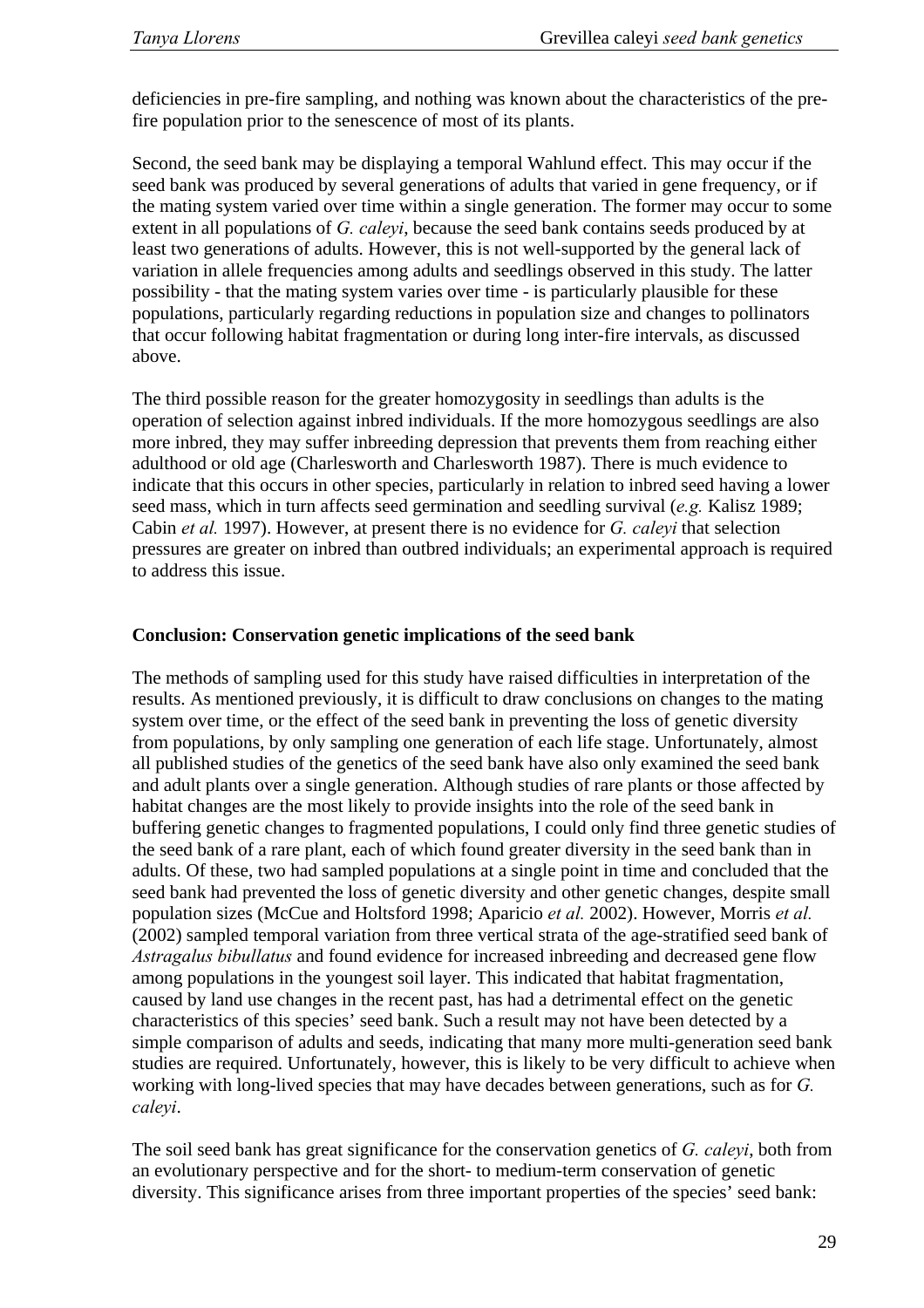deficiencies in pre-fire sampling, and nothing was known about the characteristics of the pre-fire population prior to the senescence of most of its plants.

Second, the seed bank may be displaying a temporal Wahlund effect. This may occur if the seed bank was produced by several generations of adults that varied in gene frequency, or if the mating system varied over time within a single generation. The former may occur to some extent in all populations of *G. caleyi*, because the seed bank contains seeds produced by at least two generations of adults. However, this is not well-supported by the general lack of variation in allele frequencies among adults and seedlings observed in this study. The latter possibility - that the mating system varies over time - is particularly plausible for these populations, particularly regarding reductions in population size and changes to pollinators that occur following habitat fragmentation or during long inter-fire intervals, as discussed above.

The third possible reason for the greater homozygosity in seedlings than adults is the operation of selection against inbred individuals. If the more homozygous seedlings are also more inbred, they may suffer inbreeding depression that prevents them from reaching either adulthood or old age (Charlesworth and Charlesworth 1987). There is much evidence to indicate that this occurs in other species, particularly in relation to inbred seed having a lower seed mass, which in turn affects seed germination and seedling survival (*e.g.* Kalisz 1989; Cabin *et al.* 1997). However, at present there is no evidence for *G. caleyi* that selection pressures are greater on inbred than outbred individuals; an experimental approach is required to address this issue.

**Conclusion: Conservation genetic implications of the seed bank**

The methods of sampling used for this study have raised difficulties in interpretation of the results. As mentioned previously, it is difficult to draw conclusions on changes to the mating system over time, or the effect of the seed bank in preventing the loss of genetic diversity from populations, by only sampling one generation of each life stage. Unfortunately, almost all published studies of the genetics of the seed bank have also only examined the seed bank and adult plants over a single generation. Although studies of rare plants or those affected by habitat changes are the most likely to provide insights into the role of the seed bank in buffering genetic changes to fragmented populations, I could only find three genetic studies of the seed bank of a rare plant, each of which found greater diversity in the seed bank than in adults. Of these, two had sampled populations at a single point in time and concluded that the seed bank had prevented the loss of genetic diversity and other genetic changes, despite small population sizes (McCue and Holtsford 1998; Aparicio *et al.* 2002). However, Morris *et al.* (2002) sampled temporal variation from three vertical strata of the age-stratified seed bank of *Astragalus bibullatus* and found evidence for increased inbreeding and decreased gene flow among populations in the youngest soil layer. This indicated that habitat fragmentation, caused by land use changes in the recent past, has had a detrimental effect on the genetic characteristics of this species' seed bank. Such a result may not have been detected by a simple comparison of adults and seeds, indicating that many more multi-generation seed bank studies are required. Unfortunately, however, this is likely to be very difficult to achieve when working with long-lived species that may have decades between generations, such as for *G. caleyi*.

The soil seed bank has great significance for the conservation genetics of *G. caleyi*, both from an evolutionary perspective and for the short- to medium-term conservation of genetic diversity. This significance arises from three important properties of the species' seed bank: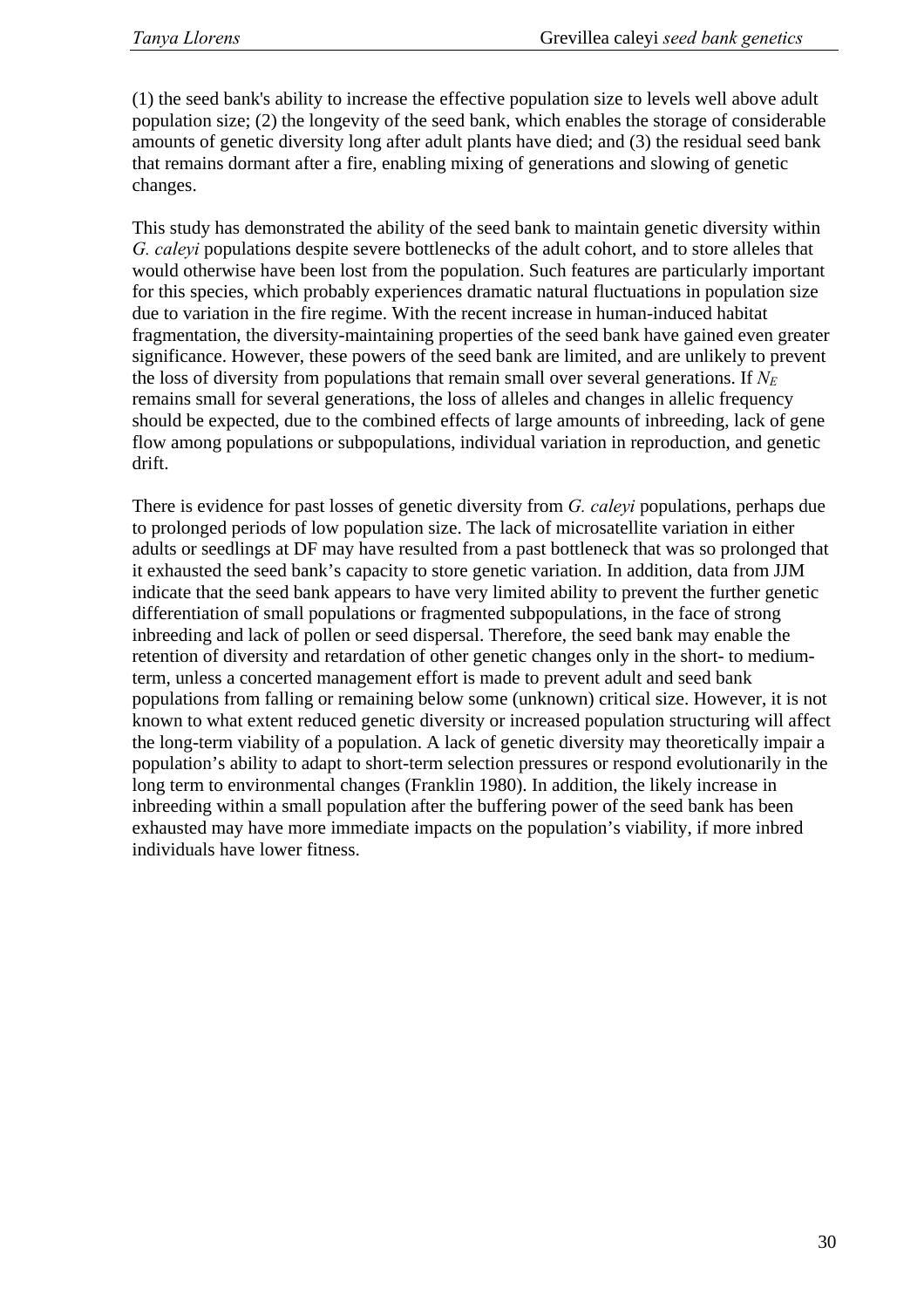(1) the seed bank's ability to increase the effective population size to levels well above adult population size; (2) the longevity of the seed bank, which enables the storage of considerable amounts of genetic diversity long after adult plants have died; and (3) the residual seed bank that remains dormant after a fire, enabling mixing of generations and slowing of genetic changes.

This study has demonstrated the ability of the seed bank to maintain genetic diversity within *G. caleyi* populations despite severe bottlenecks of the adult cohort, and to store alleles that would otherwise have been lost from the population. Such features are particularly important for this species, which probably experiences dramatic natural fluctuations in population size due to variation in the fire regime. With the recent increase in human-induced habitat fragmentation, the diversity-maintaining properties of the seed bank have gained even greater significance. However, these powers of the seed bank are limited, and are unlikely to prevent the loss of diversity from populations that remain small over several generations. If $N_E$ remains small for several generations, the loss of alleles and changes in allelic frequency should be expected, due to the combined effects of large amounts of inbreeding, lack of gene flow among populations or subpopulations, individual variation in reproduction, and genetic drift.

There is evidence for past losses of genetic diversity from *G. caleyi* populations, perhaps due to prolonged periods of low population size. The lack of microsatellite variation in either adults or seedlings at DF may have resulted from a past bottleneck that was so prolonged that it exhausted the seed bank's capacity to store genetic variation. In addition, data from JJM indicate that the seed bank appears to have very limited ability to prevent the further genetic differentiation of small populations or fragmented subpopulations, in the face of strong inbreeding and lack of pollen or seed dispersal. Therefore, the seed bank may enable the retention of diversity and retardation of other genetic changes only in the short- to medium-term, unless a concerted management effort is made to prevent adult and seed bank populations from falling or remaining below some (unknown) critical size. However, it is not known to what extent reduced genetic diversity or increased population structuring will affect the long-term viability of a population. A lack of genetic diversity may theoretically impair a population's ability to adapt to short-term selection pressures or respond evolutionarily in the long term to environmental changes (Franklin 1980). In addition, the likely increase in inbreeding within a small population after the buffering power of the seed bank has been exhausted may have more immediate impacts on the population's viability, if more inbred individuals have lower fitness.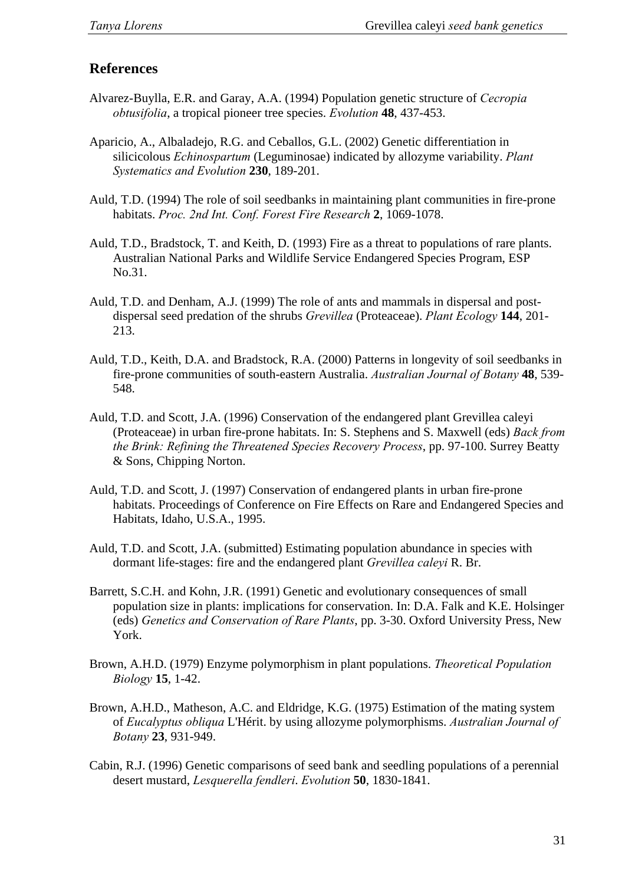## References

Alvarez-Buylla, E.R. and Garay, A.A. (1994) Population genetic structure of *Cecropia obtusifolia*, a tropical pioneer tree species. *Evolution* **48**, 437-453.

Aparicio, A., Albaladejo, R.G. and Ceballos, G.L. (2002) Genetic differentiation in silicicolous *Echinospartum* (Leguminosae) indicated by allozyme variability. *Plant Systematics and Evolution* **230**, 189-201.

Auld, T.D. (1994) The role of soil seedbanks in maintaining plant communities in fire-prone habitats. *Proc. 2nd Int. Conf. Forest Fire Research* **2**, 1069-1078.

Auld, T.D., Bradstock, T. and Keith, D. (1993) Fire as a threat to populations of rare plants. Australian National Parks and Wildlife Service Endangered Species Program, ESP No.31.

Auld, T.D. and Denham, A.J. (1999) The role of ants and mammals in dispersal and post-dispersal seed predation of the shrubs *Grevillea* (Proteaceae). *Plant Ecology* **144**, 201-213.

Auld, T.D., Keith, D.A. and Bradstock, R.A. (2000) Patterns in longevity of soil seedbanks in fire-prone communities of south-eastern Australia. *Australian Journal of Botany* **48**, 539-548.

Auld, T.D. and Scott, J.A. (1996) Conservation of the endangered plant Grevillea caleyi (Proteaceae) in urban fire-prone habitats. In: S. Stephens and S. Maxwell (eds) *Back from the Brink: Refining the Threatened Species Recovery Process*, pp. 97-100. Surrey Beatty & Sons, Chipping Norton.

Auld, T.D. and Scott, J. (1997) Conservation of endangered plants in urban fire-prone habitats. Proceedings of Conference on Fire Effects on Rare and Endangered Species and Habitats, Idaho, U.S.A., 1995.

Auld, T.D. and Scott, J.A. (submitted) Estimating population abundance in species with dormant life-stages: fire and the endangered plant *Grevillea caleyi* R. Br.

Barrett, S.C.H. and Kohn, J.R. (1991) Genetic and evolutionary consequences of small population size in plants: implications for conservation. In: D.A. Falk and K.E. Holsinger (eds) *Genetics and Conservation of Rare Plants*, pp. 3-30. Oxford University Press, New York.

Brown, A.H.D. (1979) Enzyme polymorphism in plant populations. *Theoretical Population Biology* **15**, 1-42.

Brown, A.H.D., Matheson, A.C. and Eldridge, K.G. (1975) Estimation of the mating system of *Eucalyptus obliqua* L'Hérit. by using allozyme polymorphisms. *Australian Journal of Botany* **23**, 931-949.

Cabin, R.J. (1996) Genetic comparisons of seed bank and seedling populations of a perennial desert mustard, *Lesquerella fendleri*. *Evolution* **50**, 1830-1841.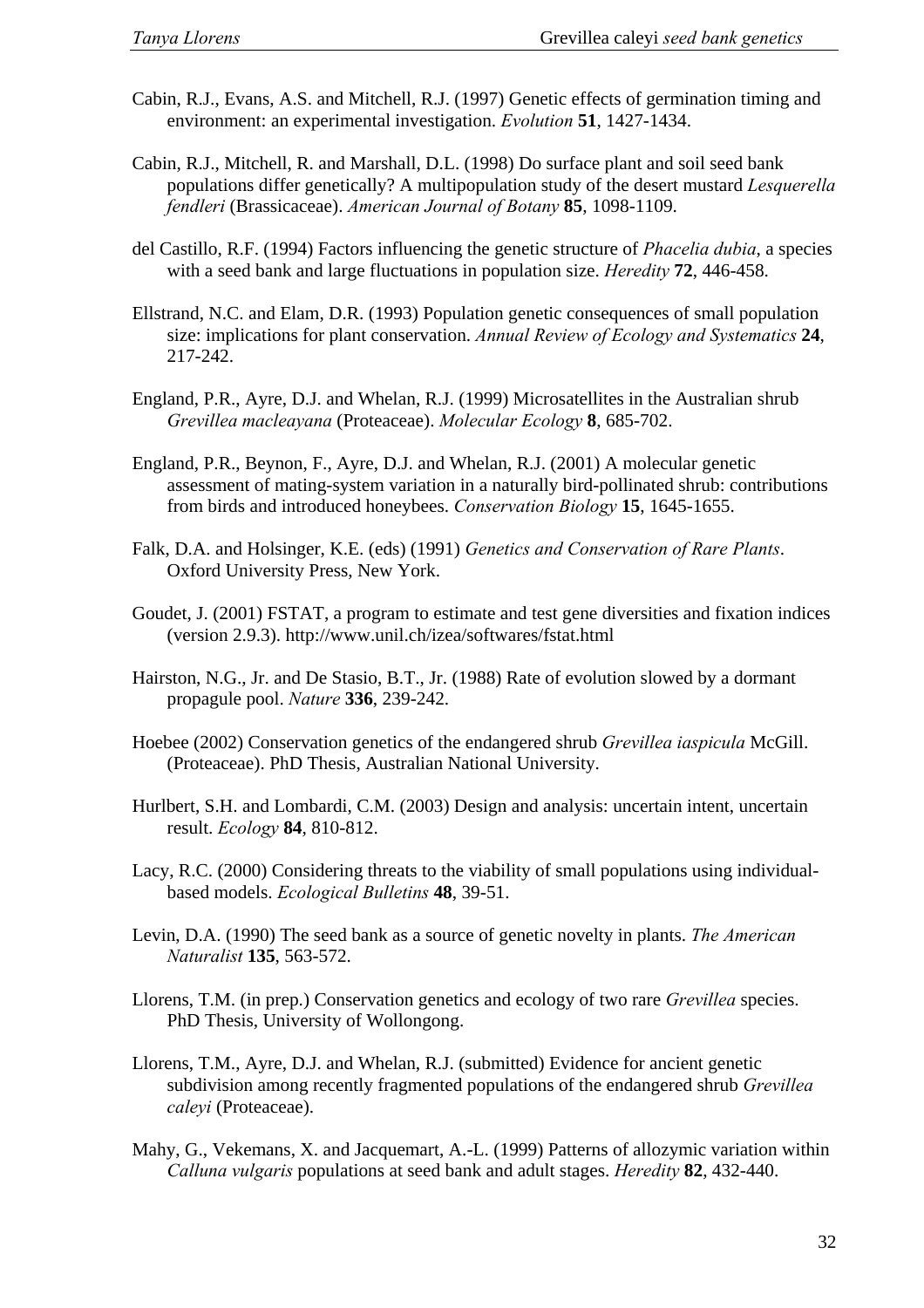Cabin, R.J., Evans, A.S. and Mitchell, R.J. (1997) Genetic effects of germination timing and environment: an experimental investigation. *Evolution* **51**, 1427-1434.

Cabin, R.J., Mitchell, R. and Marshall, D.L. (1998) Do surface plant and soil seed bank populations differ genetically? A multipopulation study of the desert mustard *Lesquerella fendleri* (Brassicaceae). *American Journal of Botany* **85**, 1098-1109.

del Castillo, R.F. (1994) Factors influencing the genetic structure of *Phacelia dubia*, a species with a seed bank and large fluctuations in population size. *Heredity* **72**, 446-458.

Ellstrand, N.C. and Elam, D.R. (1993) Population genetic consequences of small population size: implications for plant conservation. *Annual Review of Ecology and Systematics* **24**, 217-242.

England, P.R., Ayre, D.J. and Whelan, R.J. (1999) Microsatellites in the Australian shrub *Grevillea macleayana* (Proteaceae). *Molecular Ecology* **8**, 685-702.

England, P.R., Beynon, F., Ayre, D.J. and Whelan, R.J. (2001) A molecular genetic assessment of mating-system variation in a naturally bird-pollinated shrub: contributions from birds and introduced honeybees. *Conservation Biology* **15**, 1645-1655.

Falk, D.A. and Holsinger, K.E. (eds) (1991) *Genetics and Conservation of Rare Plants*. Oxford University Press, New York.

Goudet, J. (2001) FSTAT, a program to estimate and test gene diversities and fixation indices (version 2.9.3). http://www.unil.ch/izea/softwares/fstat.html

Hairston, N.G., Jr. and De Stasio, B.T., Jr. (1988) Rate of evolution slowed by a dormant propagule pool. *Nature* **336**, 239-242.

Hoebee (2002) Conservation genetics of the endangered shrub *Grevillea iaspicula* McGill. (Proteaceae). PhD Thesis, Australian National University.

Hurlbert, S.H. and Lombardi, C.M. (2003) Design and analysis: uncertain intent, uncertain result. *Ecology* **84**, 810-812.

Lacy, R.C. (2000) Considering threats to the viability of small populations using individual-based models. *Ecological Bulletins* **48**, 39-51.

Levin, D.A. (1990) The seed bank as a source of genetic novelty in plants. *The American Naturalist* **135**, 563-572.

Llorens, T.M. (in prep.) Conservation genetics and ecology of two rare *Grevillea* species. PhD Thesis, University of Wollongong.

Llorens, T.M., Ayre, D.J. and Whelan, R.J. (submitted) Evidence for ancient genetic subdivision among recently fragmented populations of the endangered shrub *Grevillea caleyi* (Proteaceae).

Mahy, G., Vekemans, X. and Jacquemart, A.-L. (1999) Patterns of allozymic variation within *Calluna vulgaris* populations at seed bank and adult stages. *Heredity* **82**, 432-440.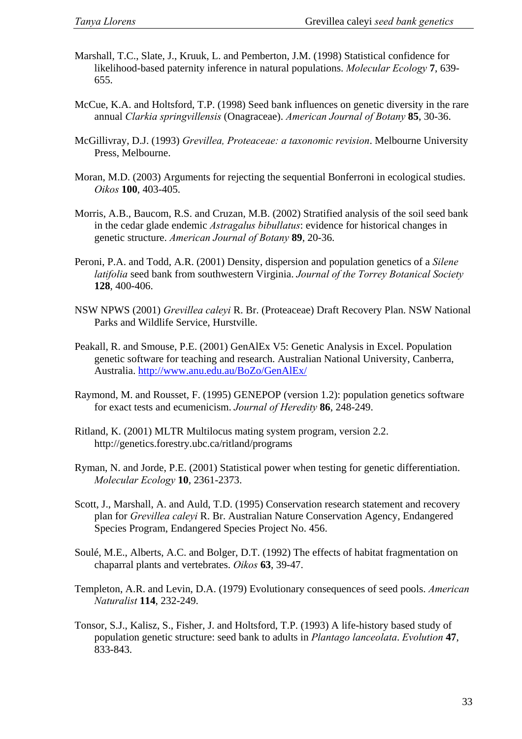Marshall, T.C., Slate, J., Kruuk, L. and Pemberton, J.M. (1998) Statistical confidence for likelihood-based paternity inference in natural populations. *Molecular Ecology* **7**, 639-655.

McCue, K.A. and Holtsford, T.P. (1998) Seed bank influences on genetic diversity in the rare annual *Clarkia springvillensis* (Onagraceae). *American Journal of Botany* **85**, 30-36.

McGillivray, D.J. (1993) *Grevillea, Proteaceae: a taxonomic revision*. Melbourne University Press, Melbourne.

Moran, M.D. (2003) Arguments for rejecting the sequential Bonferroni in ecological studies. *Oikos* **100**, 403-405.

Morris, A.B., Baucom, R.S. and Cruzan, M.B. (2002) Stratified analysis of the soil seed bank in the cedar glade endemic *Astragalus bibullatus*: evidence for historical changes in genetic structure. *American Journal of Botany* **89**, 20-36.

Peroni, P.A. and Todd, A.R. (2001) Density, dispersion and population genetics of a *Silene latifolia* seed bank from southwestern Virginia. *Journal of the Torrey Botanical Society* **128**, 400-406.

NSW NPWS (2001) *Grevillea caleyi* R. Br. (Proteaceae) Draft Recovery Plan. NSW National Parks and Wildlife Service, Hurstville.

Peakall, R. and Smouse, P.E. (2001) GenAlEx V5: Genetic Analysis in Excel. Population genetic software for teaching and research. Australian National University, Canberra, Australia. http://www.anu.edu.au/BoZo/GenAlEx/

Raymond, M. and Rousset, F. (1995) GENEPOP (version 1.2): population genetics software for exact tests and ecumenicism. *Journal of Heredity* **86**, 248-249.

Ritland, K. (2001) MLTR Multilocus mating system program, version 2.2. http://genetics.forestry.ubc.ca/ritland/programs

Ryman, N. and Jorde, P.E. (2001) Statistical power when testing for genetic differentiation. *Molecular Ecology* **10**, 2361-2373.

Scott, J., Marshall, A. and Auld, T.D. (1995) Conservation research statement and recovery plan for *Grevillea caleyi* R. Br. Australian Nature Conservation Agency, Endangered Species Program, Endangered Species Project No. 456.

Soulé, M.E., Alberts, A.C. and Bolger, D.T. (1992) The effects of habitat fragmentation on chaparral plants and vertebrates. *Oikos* **63**, 39-47.

Templeton, A.R. and Levin, D.A. (1979) Evolutionary consequences of seed pools. *American Naturalist* **114**, 232-249.

Tonsor, S.J., Kalisz, S., Fisher, J. and Holtsford, T.P. (1993) A life-history based study of population genetic structure: seed bank to adults in *Plantago lanceolata*. *Evolution* **47**, 833-843.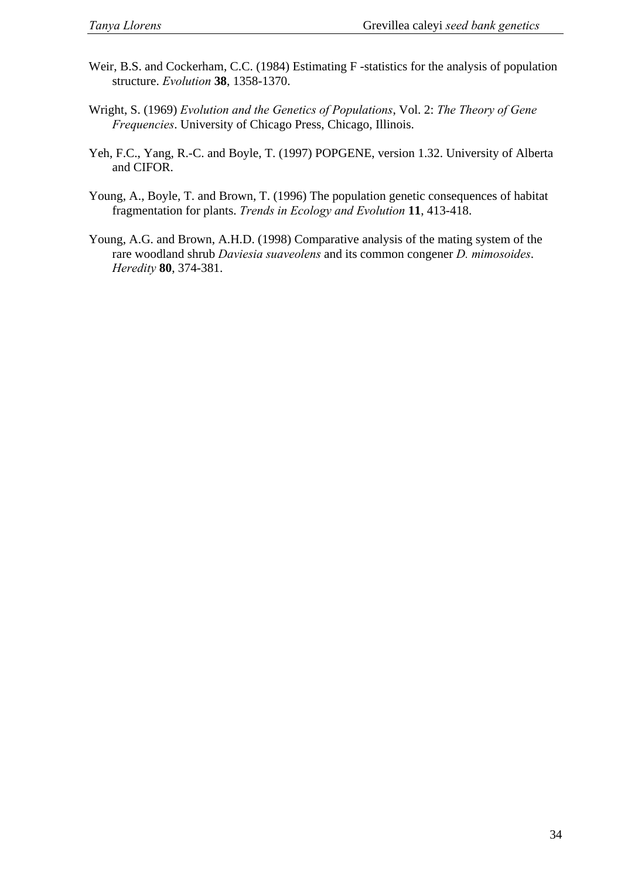Weir, B.S. and Cockerham, C.C. (1984) Estimating F -statistics for the analysis of population structure. *Evolution* **38**, 1358-1370.

Wright, S. (1969) *Evolution and the Genetics of Populations*, Vol. 2: *The Theory of Gene Frequencies*. University of Chicago Press, Chicago, Illinois.

Yeh, F.C., Yang, R.-C. and Boyle, T. (1997) POPGENE, version 1.32. University of Alberta and CIFOR.

Young, A., Boyle, T. and Brown, T. (1996) The population genetic consequences of habitat fragmentation for plants. *Trends in Ecology and Evolution* **11**, 413-418.

Young, A.G. and Brown, A.H.D. (1998) Comparative analysis of the mating system of the rare woodland shrub *Daviesia suaveolens* and its common congener *D. mimosoides*. *Heredity* **80**, 374-381.